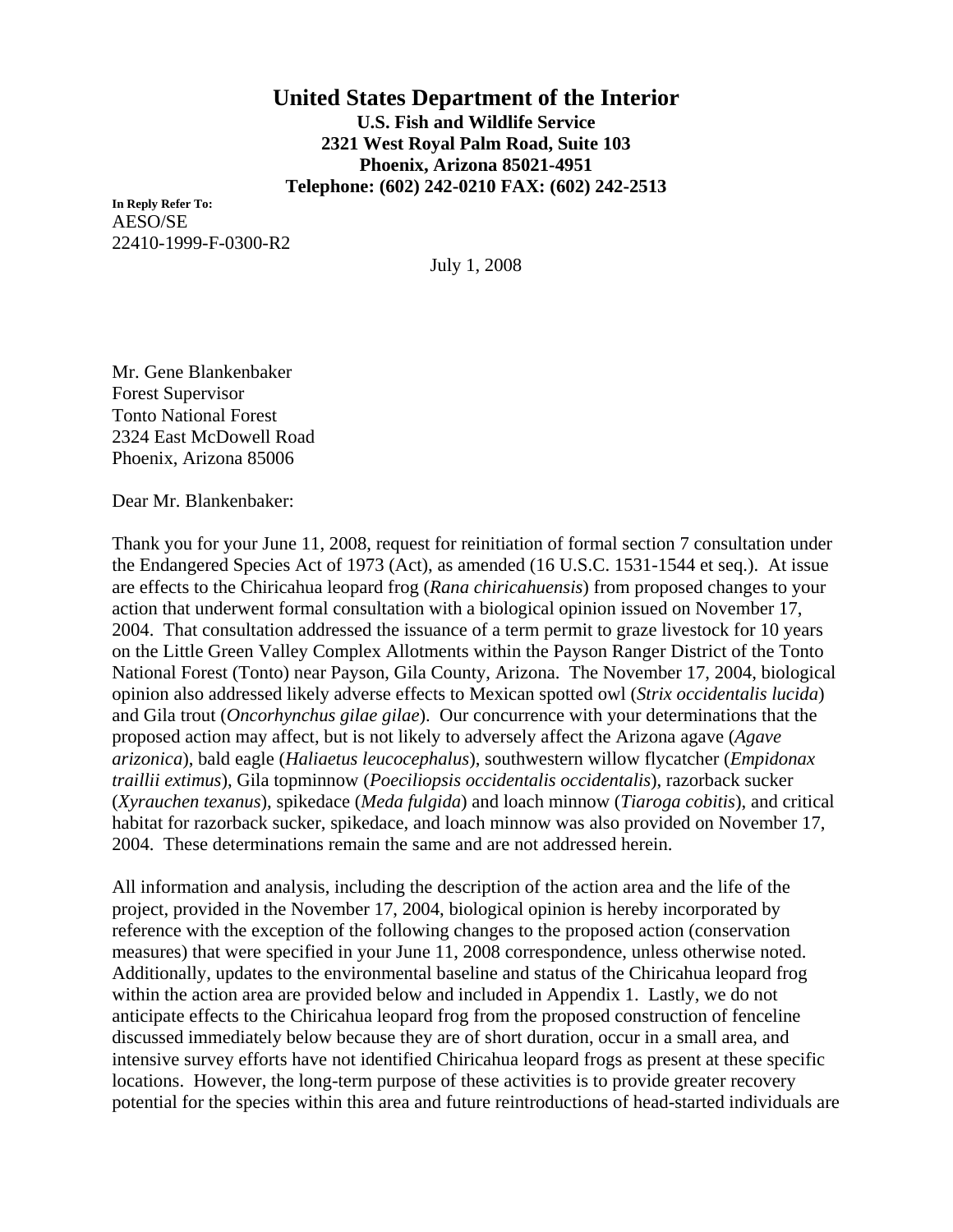# United States Department of the Interior

**U.S. Fish and Wildlife Service**
**2321 West Royal Palm Road, Suite 103**
**Phoenix, Arizona 85021-4951**
**Telephone: (602) 242-0210 FAX: (602) 242-2513**

**In Reply Refer To:**
AESO/SE
22410-1999-F-0300-R2

July 1, 2008

Mr. Gene Blankenbaker
Forest Supervisor
Tonto National Forest
2324 East McDowell Road
Phoenix, Arizona 85006

Dear Mr. Blankenbaker:

Thank you for your June 11, 2008, request for reinitiation of formal section 7 consultation under the Endangered Species Act of 1973 (Act), as amended (16 U.S.C. 1531-1544 et seq.). At issue are effects to the Chiricahua leopard frog (*Rana chiricahuensis*) from proposed changes to your action that underwent formal consultation with a biological opinion issued on November 17, 2004. That consultation addressed the issuance of a term permit to graze livestock for 10 years on the Little Green Valley Complex Allotments within the Payson Ranger District of the Tonto National Forest (Tonto) near Payson, Gila County, Arizona. The November 17, 2004, biological opinion also addressed likely adverse effects to Mexican spotted owl (*Strix occidentalis lucida*) and Gila trout (*Oncorhynchus gilae gilae*). Our concurrence with your determinations that the proposed action may affect, but is not likely to adversely affect the Arizona agave (*Agave arizonica*), bald eagle (*Haliaetus leucocephalus*), southwestern willow flycatcher (*Empidonax traillii extimus*), Gila topminnow (*Poeciliopsis occidentalis occidentalis*), razorback sucker (*Xyrauchen texanus*), spikedace (*Meda fulgida*) and loach minnow (*Tiaroga cobitis*), and critical habitat for razorback sucker, spikedace, and loach minnow was also provided on November 17, 2004. These determinations remain the same and are not addressed herein.

All information and analysis, including the description of the action area and the life of the project, provided in the November 17, 2004, biological opinion is hereby incorporated by reference with the exception of the following changes to the proposed action (conservation measures) that were specified in your June 11, 2008 correspondence, unless otherwise noted. Additionally, updates to the environmental baseline and status of the Chiricahua leopard frog within the action area are provided below and included in Appendix 1. Lastly, we do not anticipate effects to the Chiricahua leopard frog from the proposed construction of fenceline discussed immediately below because they are of short duration, occur in a small area, and intensive survey efforts have not identified Chiricahua leopard frogs as present at these specific locations. However, the long-term purpose of these activities is to provide greater recovery potential for the species within this area and future reintroductions of head-started individuals are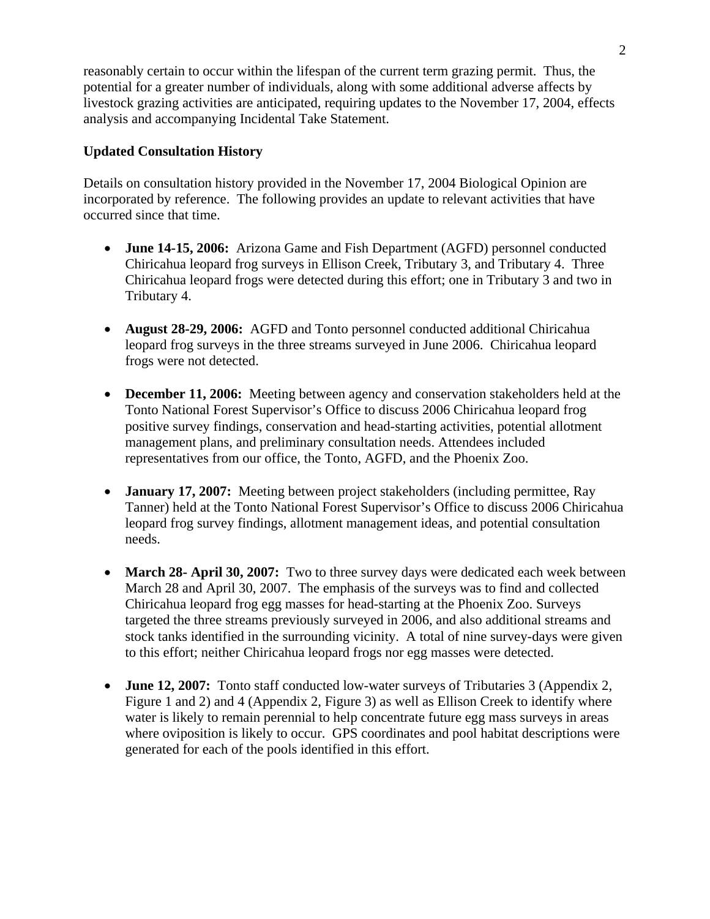reasonably certain to occur within the lifespan of the current term grazing permit. Thus, the potential for a greater number of individuals, along with some additional adverse affects by livestock grazing activities are anticipated, requiring updates to the November 17, 2004, effects analysis and accompanying Incidental Take Statement.

**Updated Consultation History**

Details on consultation history provided in the November 17, 2004 Biological Opinion are incorporated by reference. The following provides an update to relevant activities that have occurred since that time.

- **June 14-15, 2006:** Arizona Game and Fish Department (AGFD) personnel conducted Chiricahua leopard frog surveys in Ellison Creek, Tributary 3, and Tributary 4. Three Chiricahua leopard frogs were detected during this effort; one in Tributary 3 and two in Tributary 4.

- **August 28-29, 2006:** AGFD and Tonto personnel conducted additional Chiricahua leopard frog surveys in the three streams surveyed in June 2006. Chiricahua leopard frogs were not detected.

- **December 11, 2006:** Meeting between agency and conservation stakeholders held at the Tonto National Forest Supervisor's Office to discuss 2006 Chiricahua leopard frog positive survey findings, conservation and head-starting activities, potential allotment management plans, and preliminary consultation needs. Attendees included representatives from our office, the Tonto, AGFD, and the Phoenix Zoo.

- **January 17, 2007:** Meeting between project stakeholders (including permittee, Ray Tanner) held at the Tonto National Forest Supervisor's Office to discuss 2006 Chiricahua leopard frog survey findings, allotment management ideas, and potential consultation needs.

- **March 28- April 30, 2007:** Two to three survey days were dedicated each week between March 28 and April 30, 2007. The emphasis of the surveys was to find and collected Chiricahua leopard frog egg masses for head-starting at the Phoenix Zoo. Surveys targeted the three streams previously surveyed in 2006, and also additional streams and stock tanks identified in the surrounding vicinity. A total of nine survey-days were given to this effort; neither Chiricahua leopard frogs nor egg masses were detected.

- **June 12, 2007:** Tonto staff conducted low-water surveys of Tributaries 3 (Appendix 2, Figure 1 and 2) and 4 (Appendix 2, Figure 3) as well as Ellison Creek to identify where water is likely to remain perennial to help concentrate future egg mass surveys in areas where oviposition is likely to occur. GPS coordinates and pool habitat descriptions were generated for each of the pools identified in this effort.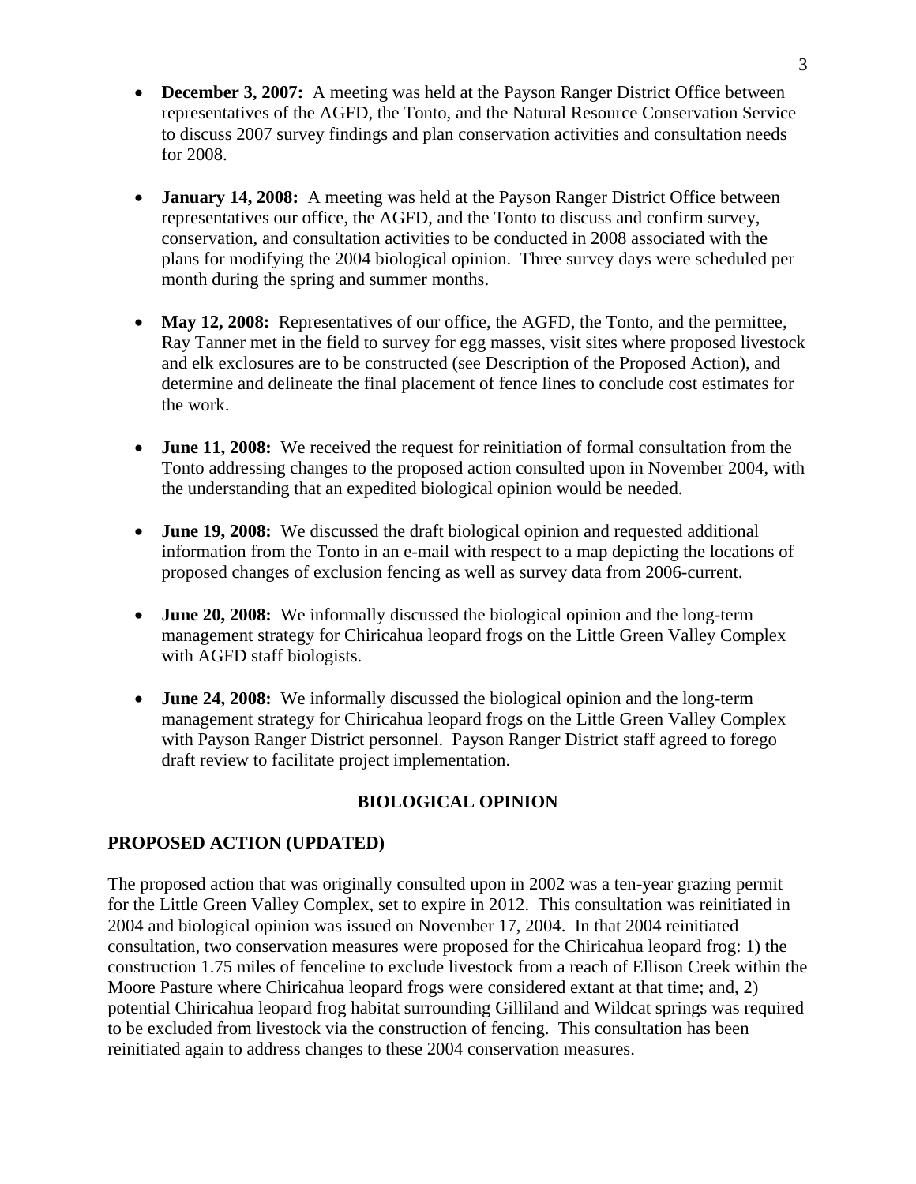- **December 3, 2007:** A meeting was held at the Payson Ranger District Office between representatives of the AGFD, the Tonto, and the Natural Resource Conservation Service to discuss 2007 survey findings and plan conservation activities and consultation needs for 2008.

- **January 14, 2008:** A meeting was held at the Payson Ranger District Office between representatives our office, the AGFD, and the Tonto to discuss and confirm survey, conservation, and consultation activities to be conducted in 2008 associated with the plans for modifying the 2004 biological opinion. Three survey days were scheduled per month during the spring and summer months.

- **May 12, 2008:** Representatives of our office, the AGFD, the Tonto, and the permittee, Ray Tanner met in the field to survey for egg masses, visit sites where proposed livestock and elk exclosures are to be constructed (see Description of the Proposed Action), and determine and delineate the final placement of fence lines to conclude cost estimates for the work.

- **June 11, 2008:** We received the request for reinitiation of formal consultation from the Tonto addressing changes to the proposed action consulted upon in November 2004, with the understanding that an expedited biological opinion would be needed.

- **June 19, 2008:** We discussed the draft biological opinion and requested additional information from the Tonto in an e-mail with respect to a map depicting the locations of proposed changes of exclusion fencing as well as survey data from 2006-current.

- **June 20, 2008:** We informally discussed the biological opinion and the long-term management strategy for Chiricahua leopard frogs on the Little Green Valley Complex with AGFD staff biologists.

- **June 24, 2008:** We informally discussed the biological opinion and the long-term management strategy for Chiricahua leopard frogs on the Little Green Valley Complex with Payson Ranger District personnel. Payson Ranger District staff agreed to forego draft review to facilitate project implementation.

## BIOLOGICAL OPINION

### PROPOSED ACTION (UPDATED)

The proposed action that was originally consulted upon in 2002 was a ten-year grazing permit for the Little Green Valley Complex, set to expire in 2012. This consultation was reinitiated in 2004 and biological opinion was issued on November 17, 2004. In that 2004 reinitiated consultation, two conservation measures were proposed for the Chiricahua leopard frog: 1) the construction 1.75 miles of fenceline to exclude livestock from a reach of Ellison Creek within the Moore Pasture where Chiricahua leopard frogs were considered extant at that time; and, 2) potential Chiricahua leopard frog habitat surrounding Gilliland and Wildcat springs was required to be excluded from livestock via the construction of fencing. This consultation has been reinitiated again to address changes to these 2004 conservation measures.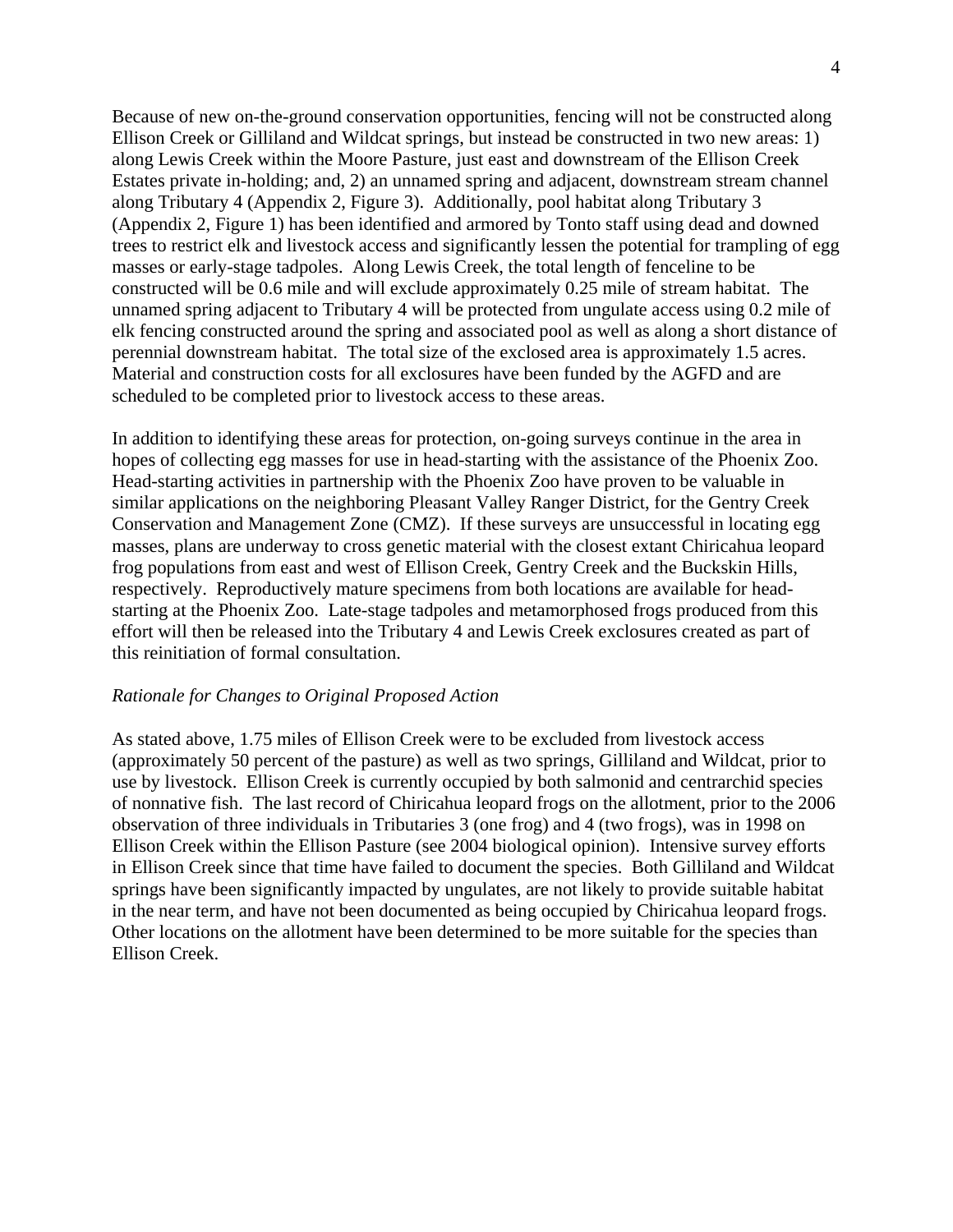Because of new on-the-ground conservation opportunities, fencing will not be constructed along Ellison Creek or Gilliland and Wildcat springs, but instead be constructed in two new areas: 1) along Lewis Creek within the Moore Pasture, just east and downstream of the Ellison Creek Estates private in-holding; and, 2) an unnamed spring and adjacent, downstream stream channel along Tributary 4 (Appendix 2, Figure 3). Additionally, pool habitat along Tributary 3 (Appendix 2, Figure 1) has been identified and armored by Tonto staff using dead and downed trees to restrict elk and livestock access and significantly lessen the potential for trampling of egg masses or early-stage tadpoles. Along Lewis Creek, the total length of fenceline to be constructed will be 0.6 mile and will exclude approximately 0.25 mile of stream habitat. The unnamed spring adjacent to Tributary 4 will be protected from ungulate access using 0.2 mile of elk fencing constructed around the spring and associated pool as well as along a short distance of perennial downstream habitat. The total size of the exclosed area is approximately 1.5 acres. Material and construction costs for all exclosures have been funded by the AGFD and are scheduled to be completed prior to livestock access to these areas.

In addition to identifying these areas for protection, on-going surveys continue in the area in hopes of collecting egg masses for use in head-starting with the assistance of the Phoenix Zoo. Head-starting activities in partnership with the Phoenix Zoo have proven to be valuable in similar applications on the neighboring Pleasant Valley Ranger District, for the Gentry Creek Conservation and Management Zone (CMZ). If these surveys are unsuccessful in locating egg masses, plans are underway to cross genetic material with the closest extant Chiricahua leopard frog populations from east and west of Ellison Creek, Gentry Creek and the Buckskin Hills, respectively. Reproductively mature specimens from both locations are available for head-starting at the Phoenix Zoo. Late-stage tadpoles and metamorphosed frogs produced from this effort will then be released into the Tributary 4 and Lewis Creek exclosures created as part of this reinitiation of formal consultation.

*Rationale for Changes to Original Proposed Action*

As stated above, 1.75 miles of Ellison Creek were to be excluded from livestock access (approximately 50 percent of the pasture) as well as two springs, Gilliland and Wildcat, prior to use by livestock. Ellison Creek is currently occupied by both salmonid and centrarchid species of nonnative fish. The last record of Chiricahua leopard frogs on the allotment, prior to the 2006 observation of three individuals in Tributaries 3 (one frog) and 4 (two frogs), was in 1998 on Ellison Creek within the Ellison Pasture (see 2004 biological opinion). Intensive survey efforts in Ellison Creek since that time have failed to document the species. Both Gilliland and Wildcat springs have been significantly impacted by ungulates, are not likely to provide suitable habitat in the near term, and have not been documented as being occupied by Chiricahua leopard frogs. Other locations on the allotment have been determined to be more suitable for the species than Ellison Creek.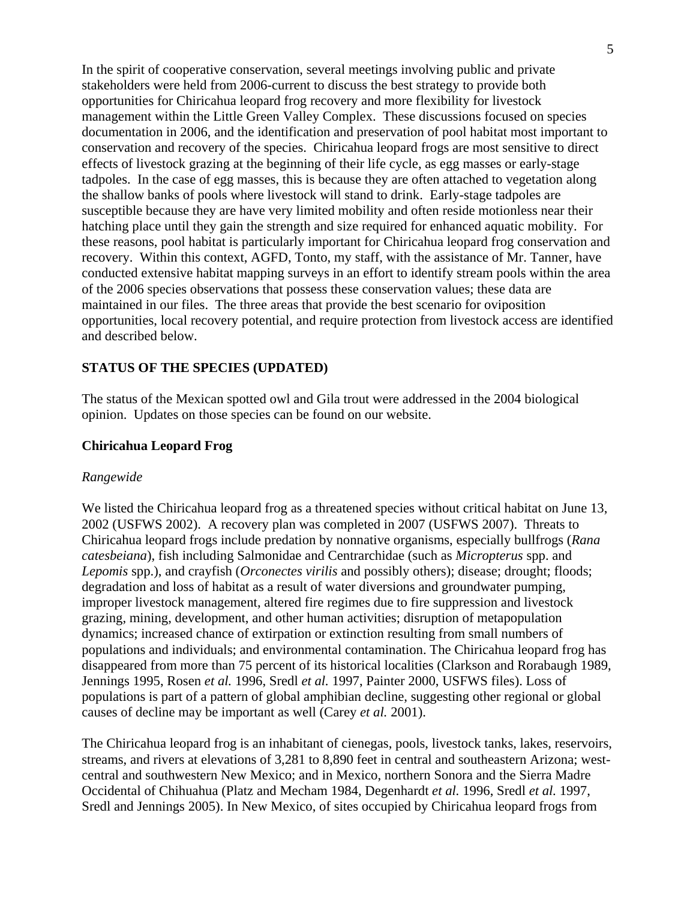In the spirit of cooperative conservation, several meetings involving public and private stakeholders were held from 2006-current to discuss the best strategy to provide both opportunities for Chiricahua leopard frog recovery and more flexibility for livestock management within the Little Green Valley Complex. These discussions focused on species documentation in 2006, and the identification and preservation of pool habitat most important to conservation and recovery of the species. Chiricahua leopard frogs are most sensitive to direct effects of livestock grazing at the beginning of their life cycle, as egg masses or early-stage tadpoles. In the case of egg masses, this is because they are often attached to vegetation along the shallow banks of pools where livestock will stand to drink. Early-stage tadpoles are susceptible because they are have very limited mobility and often reside motionless near their hatching place until they gain the strength and size required for enhanced aquatic mobility. For these reasons, pool habitat is particularly important for Chiricahua leopard frog conservation and recovery. Within this context, AGFD, Tonto, my staff, with the assistance of Mr. Tanner, have conducted extensive habitat mapping surveys in an effort to identify stream pools within the area of the 2006 species observations that possess these conservation values; these data are maintained in our files. The three areas that provide the best scenario for oviposition opportunities, local recovery potential, and require protection from livestock access are identified and described below.

## STATUS OF THE SPECIES (UPDATED)

The status of the Mexican spotted owl and Gila trout were addressed in the 2004 biological opinion. Updates on those species can be found on our website.

### Chiricahua Leopard Frog

*Rangewide*

We listed the Chiricahua leopard frog as a threatened species without critical habitat on June 13, 2002 (USFWS 2002). A recovery plan was completed in 2007 (USFWS 2007). Threats to Chiricahua leopard frogs include predation by nonnative organisms, especially bullfrogs (*Rana catesbeiana*), fish including Salmonidae and Centrarchidae (such as *Micropterus* spp. and *Lepomis* spp.), and crayfish (*Orconectes virilis* and possibly others); disease; drought; floods; degradation and loss of habitat as a result of water diversions and groundwater pumping, improper livestock management, altered fire regimes due to fire suppression and livestock grazing, mining, development, and other human activities; disruption of metapopulation dynamics; increased chance of extirpation or extinction resulting from small numbers of populations and individuals; and environmental contamination. The Chiricahua leopard frog has disappeared from more than 75 percent of its historical localities (Clarkson and Rorabaugh 1989, Jennings 1995, Rosen *et al.* 1996, Sredl *et al.* 1997, Painter 2000, USFWS files). Loss of populations is part of a pattern of global amphibian decline, suggesting other regional or global causes of decline may be important as well (Carey *et al.* 2001).

The Chiricahua leopard frog is an inhabitant of cienegas, pools, livestock tanks, lakes, reservoirs, streams, and rivers at elevations of 3,281 to 8,890 feet in central and southeastern Arizona; west-central and southwestern New Mexico; and in Mexico, northern Sonora and the Sierra Madre Occidental of Chihuahua (Platz and Mecham 1984, Degenhardt *et al.* 1996, Sredl *et al.* 1997, Sredl and Jennings 2005). In New Mexico, of sites occupied by Chiricahua leopard frogs from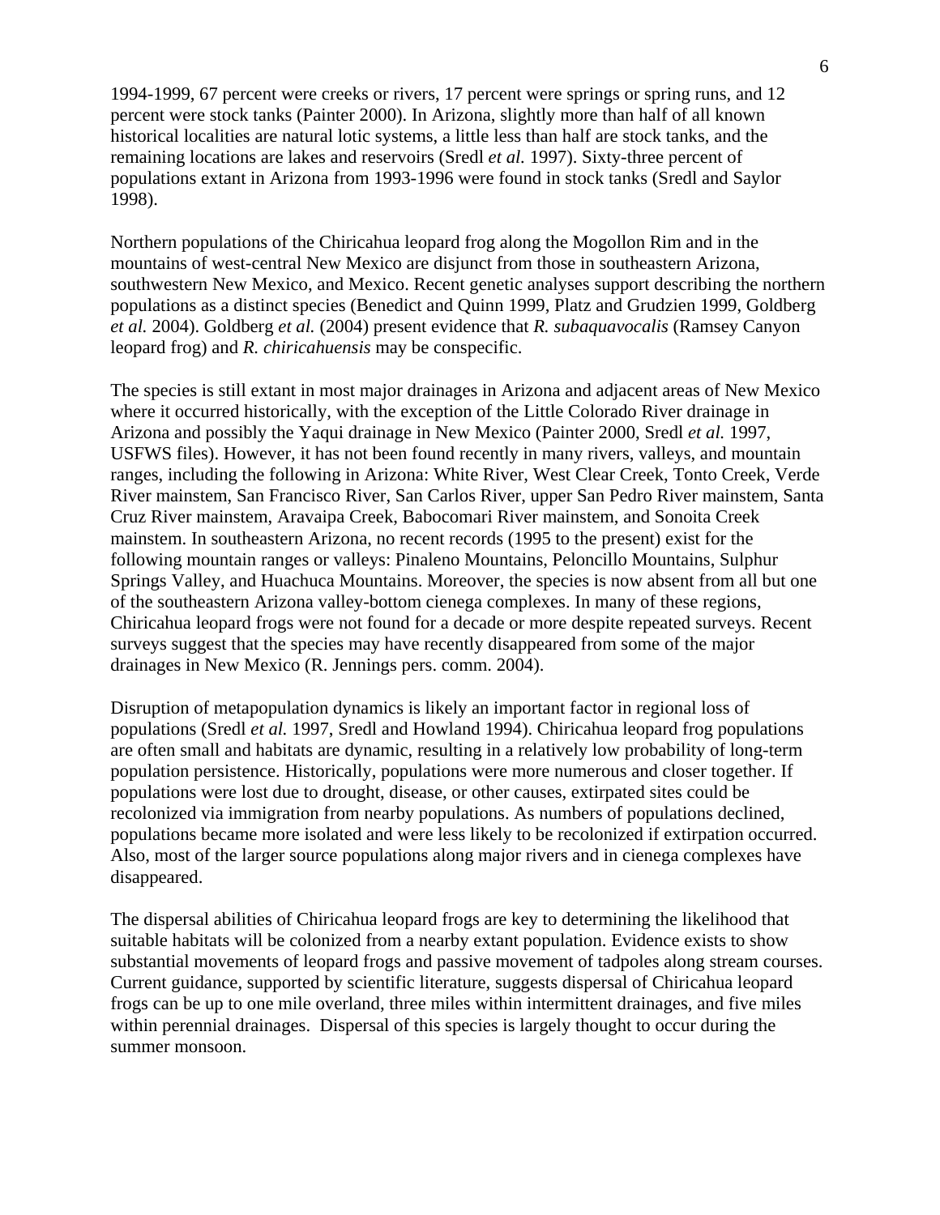1994-1999, 67 percent were creeks or rivers, 17 percent were springs or spring runs, and 12 percent were stock tanks (Painter 2000). In Arizona, slightly more than half of all known historical localities are natural lotic systems, a little less than half are stock tanks, and the remaining locations are lakes and reservoirs (Sredl *et al.* 1997). Sixty-three percent of populations extant in Arizona from 1993-1996 were found in stock tanks (Sredl and Saylor 1998).

Northern populations of the Chiricahua leopard frog along the Mogollon Rim and in the mountains of west-central New Mexico are disjunct from those in southeastern Arizona, southwestern New Mexico, and Mexico. Recent genetic analyses support describing the northern populations as a distinct species (Benedict and Quinn 1999, Platz and Grudzien 1999, Goldberg *et al.* 2004). Goldberg *et al.* (2004) present evidence that *R. subaquavocalis* (Ramsey Canyon leopard frog) and *R. chiricahuensis* may be conspecific.

The species is still extant in most major drainages in Arizona and adjacent areas of New Mexico where it occurred historically, with the exception of the Little Colorado River drainage in Arizona and possibly the Yaqui drainage in New Mexico (Painter 2000, Sredl *et al.* 1997, USFWS files). However, it has not been found recently in many rivers, valleys, and mountain ranges, including the following in Arizona: White River, West Clear Creek, Tonto Creek, Verde River mainstem, San Francisco River, San Carlos River, upper San Pedro River mainstem, Santa Cruz River mainstem, Aravaipa Creek, Babocomari River mainstem, and Sonoita Creek mainstem. In southeastern Arizona, no recent records (1995 to the present) exist for the following mountain ranges or valleys: Pinaleno Mountains, Peloncillo Mountains, Sulphur Springs Valley, and Huachuca Mountains. Moreover, the species is now absent from all but one of the southeastern Arizona valley-bottom cienega complexes. In many of these regions, Chiricahua leopard frogs were not found for a decade or more despite repeated surveys. Recent surveys suggest that the species may have recently disappeared from some of the major drainages in New Mexico (R. Jennings pers. comm. 2004).

Disruption of metapopulation dynamics is likely an important factor in regional loss of populations (Sredl *et al.* 1997, Sredl and Howland 1994). Chiricahua leopard frog populations are often small and habitats are dynamic, resulting in a relatively low probability of long-term population persistence. Historically, populations were more numerous and closer together. If populations were lost due to drought, disease, or other causes, extirpated sites could be recolonized via immigration from nearby populations. As numbers of populations declined, populations became more isolated and were less likely to be recolonized if extirpation occurred. Also, most of the larger source populations along major rivers and in cienega complexes have disappeared.

The dispersal abilities of Chiricahua leopard frogs are key to determining the likelihood that suitable habitats will be colonized from a nearby extant population. Evidence exists to show substantial movements of leopard frogs and passive movement of tadpoles along stream courses. Current guidance, supported by scientific literature, suggests dispersal of Chiricahua leopard frogs can be up to one mile overland, three miles within intermittent drainages, and five miles within perennial drainages. Dispersal of this species is largely thought to occur during the summer monsoon.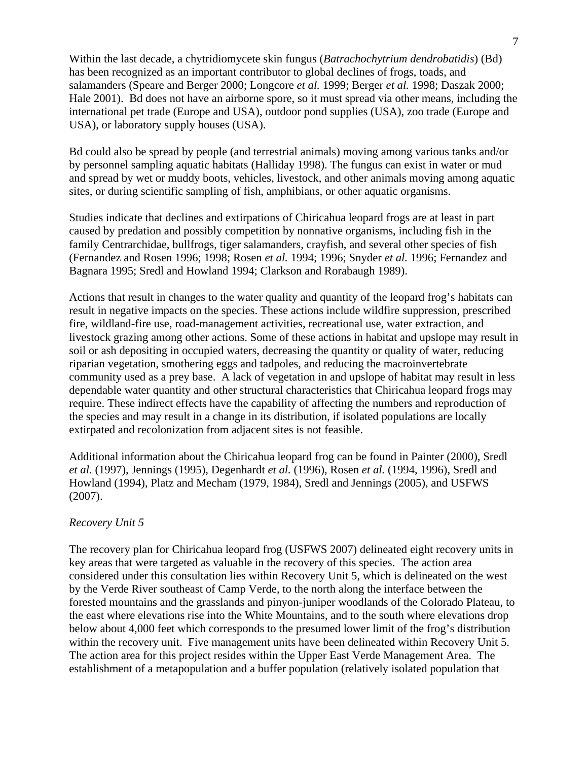Within the last decade, a chytridiomycete skin fungus (*Batrachochytrium dendrobatidis*) (Bd) has been recognized as an important contributor to global declines of frogs, toads, and salamanders (Speare and Berger 2000; Longcore *et al.* 1999; Berger *et al.* 1998; Daszak 2000; Hale 2001). Bd does not have an airborne spore, so it must spread via other means, including the international pet trade (Europe and USA), outdoor pond supplies (USA), zoo trade (Europe and USA), or laboratory supply houses (USA).

Bd could also be spread by people (and terrestrial animals) moving among various tanks and/or by personnel sampling aquatic habitats (Halliday 1998). The fungus can exist in water or mud and spread by wet or muddy boots, vehicles, livestock, and other animals moving among aquatic sites, or during scientific sampling of fish, amphibians, or other aquatic organisms.

Studies indicate that declines and extirpations of Chiricahua leopard frogs are at least in part caused by predation and possibly competition by nonnative organisms, including fish in the family Centrarchidae, bullfrogs, tiger salamanders, crayfish, and several other species of fish (Fernandez and Rosen 1996; 1998; Rosen *et al.* 1994; 1996; Snyder *et al.* 1996; Fernandez and Bagnara 1995; Sredl and Howland 1994; Clarkson and Rorabaugh 1989).

Actions that result in changes to the water quality and quantity of the leopard frog's habitats can result in negative impacts on the species. These actions include wildfire suppression, prescribed fire, wildland-fire use, road-management activities, recreational use, water extraction, and livestock grazing among other actions. Some of these actions in habitat and upslope may result in soil or ash depositing in occupied waters, decreasing the quantity or quality of water, reducing riparian vegetation, smothering eggs and tadpoles, and reducing the macroinvertebrate community used as a prey base. A lack of vegetation in and upslope of habitat may result in less dependable water quantity and other structural characteristics that Chiricahua leopard frogs may require. These indirect effects have the capability of affecting the numbers and reproduction of the species and may result in a change in its distribution, if isolated populations are locally extirpated and recolonization from adjacent sites is not feasible.

Additional information about the Chiricahua leopard frog can be found in Painter (2000), Sredl *et al.* (1997), Jennings (1995), Degenhardt *et al.* (1996), Rosen *et al.* (1994, 1996), Sredl and Howland (1994), Platz and Mecham (1979, 1984), Sredl and Jennings (2005), and USFWS (2007).

*Recovery Unit 5*

The recovery plan for Chiricahua leopard frog (USFWS 2007) delineated eight recovery units in key areas that were targeted as valuable in the recovery of this species. The action area considered under this consultation lies within Recovery Unit 5, which is delineated on the west by the Verde River southeast of Camp Verde, to the north along the interface between the forested mountains and the grasslands and pinyon-juniper woodlands of the Colorado Plateau, to the east where elevations rise into the White Mountains, and to the south where elevations drop below about 4,000 feet which corresponds to the presumed lower limit of the frog's distribution within the recovery unit. Five management units have been delineated within Recovery Unit 5. The action area for this project resides within the Upper East Verde Management Area. The establishment of a metapopulation and a buffer population (relatively isolated population that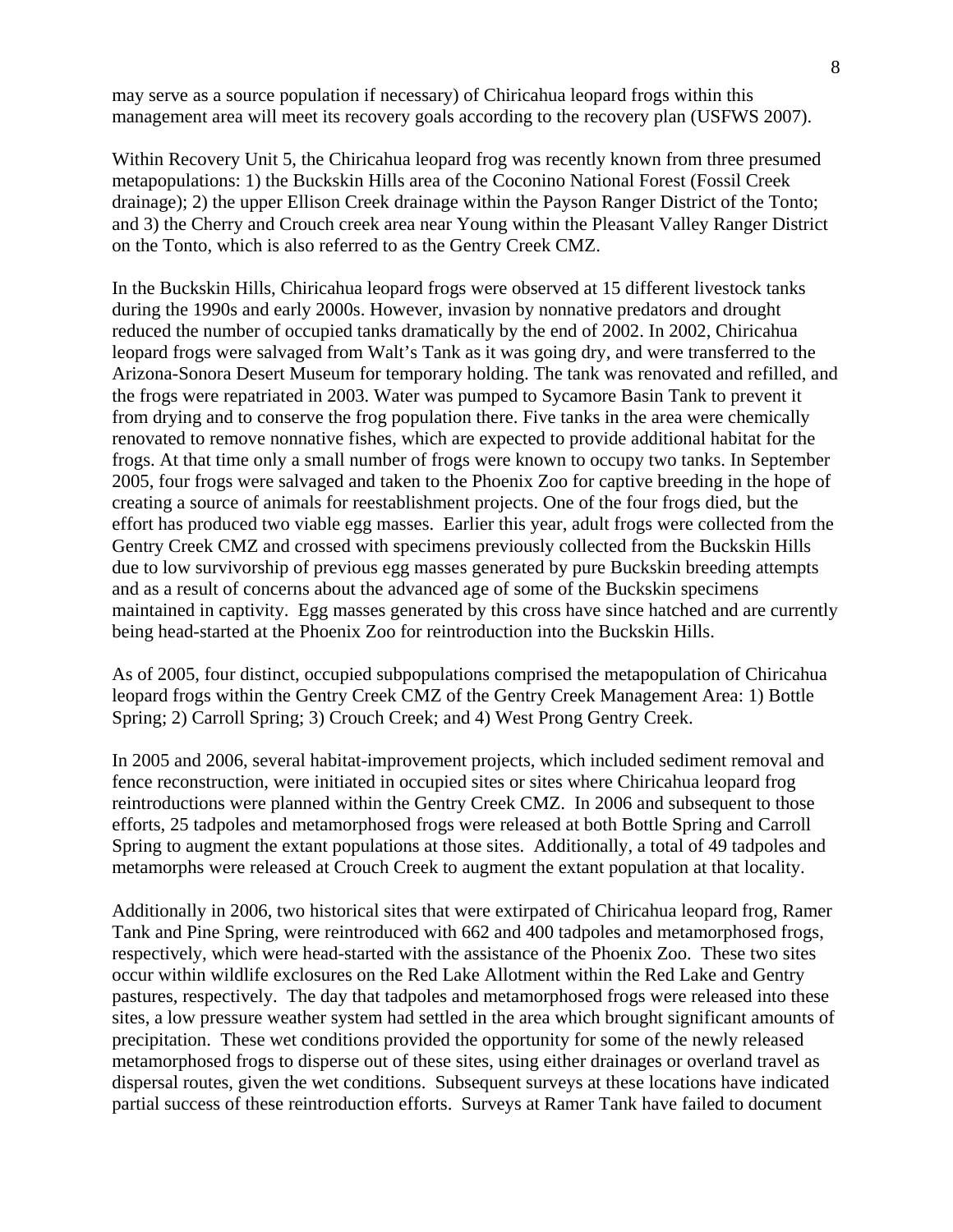may serve as a source population if necessary) of Chiricahua leopard frogs within this management area will meet its recovery goals according to the recovery plan (USFWS 2007).

Within Recovery Unit 5, the Chiricahua leopard frog was recently known from three presumed metapopulations: 1) the Buckskin Hills area of the Coconino National Forest (Fossil Creek drainage); 2) the upper Ellison Creek drainage within the Payson Ranger District of the Tonto; and 3) the Cherry and Crouch creek area near Young within the Pleasant Valley Ranger District on the Tonto, which is also referred to as the Gentry Creek CMZ.

In the Buckskin Hills, Chiricahua leopard frogs were observed at 15 different livestock tanks during the 1990s and early 2000s. However, invasion by nonnative predators and drought reduced the number of occupied tanks dramatically by the end of 2002. In 2002, Chiricahua leopard frogs were salvaged from Walt's Tank as it was going dry, and were transferred to the Arizona-Sonora Desert Museum for temporary holding. The tank was renovated and refilled, and the frogs were repatriated in 2003. Water was pumped to Sycamore Basin Tank to prevent it from drying and to conserve the frog population there. Five tanks in the area were chemically renovated to remove nonnative fishes, which are expected to provide additional habitat for the frogs. At that time only a small number of frogs were known to occupy two tanks. In September 2005, four frogs were salvaged and taken to the Phoenix Zoo for captive breeding in the hope of creating a source of animals for reestablishment projects. One of the four frogs died, but the effort has produced two viable egg masses. Earlier this year, adult frogs were collected from the Gentry Creek CMZ and crossed with specimens previously collected from the Buckskin Hills due to low survivorship of previous egg masses generated by pure Buckskin breeding attempts and as a result of concerns about the advanced age of some of the Buckskin specimens maintained in captivity. Egg masses generated by this cross have since hatched and are currently being head-started at the Phoenix Zoo for reintroduction into the Buckskin Hills.

As of 2005, four distinct, occupied subpopulations comprised the metapopulation of Chiricahua leopard frogs within the Gentry Creek CMZ of the Gentry Creek Management Area: 1) Bottle Spring; 2) Carroll Spring; 3) Crouch Creek; and 4) West Prong Gentry Creek.

In 2005 and 2006, several habitat-improvement projects, which included sediment removal and fence reconstruction, were initiated in occupied sites or sites where Chiricahua leopard frog reintroductions were planned within the Gentry Creek CMZ. In 2006 and subsequent to those efforts, 25 tadpoles and metamorphosed frogs were released at both Bottle Spring and Carroll Spring to augment the extant populations at those sites. Additionally, a total of 49 tadpoles and metamorphs were released at Crouch Creek to augment the extant population at that locality.

Additionally in 2006, two historical sites that were extirpated of Chiricahua leopard frog, Ramer Tank and Pine Spring, were reintroduced with 662 and 400 tadpoles and metamorphosed frogs, respectively, which were head-started with the assistance of the Phoenix Zoo. These two sites occur within wildlife exclosures on the Red Lake Allotment within the Red Lake and Gentry pastures, respectively. The day that tadpoles and metamorphosed frogs were released into these sites, a low pressure weather system had settled in the area which brought significant amounts of precipitation. These wet conditions provided the opportunity for some of the newly released metamorphosed frogs to disperse out of these sites, using either drainages or overland travel as dispersal routes, given the wet conditions. Subsequent surveys at these locations have indicated partial success of these reintroduction efforts. Surveys at Ramer Tank have failed to document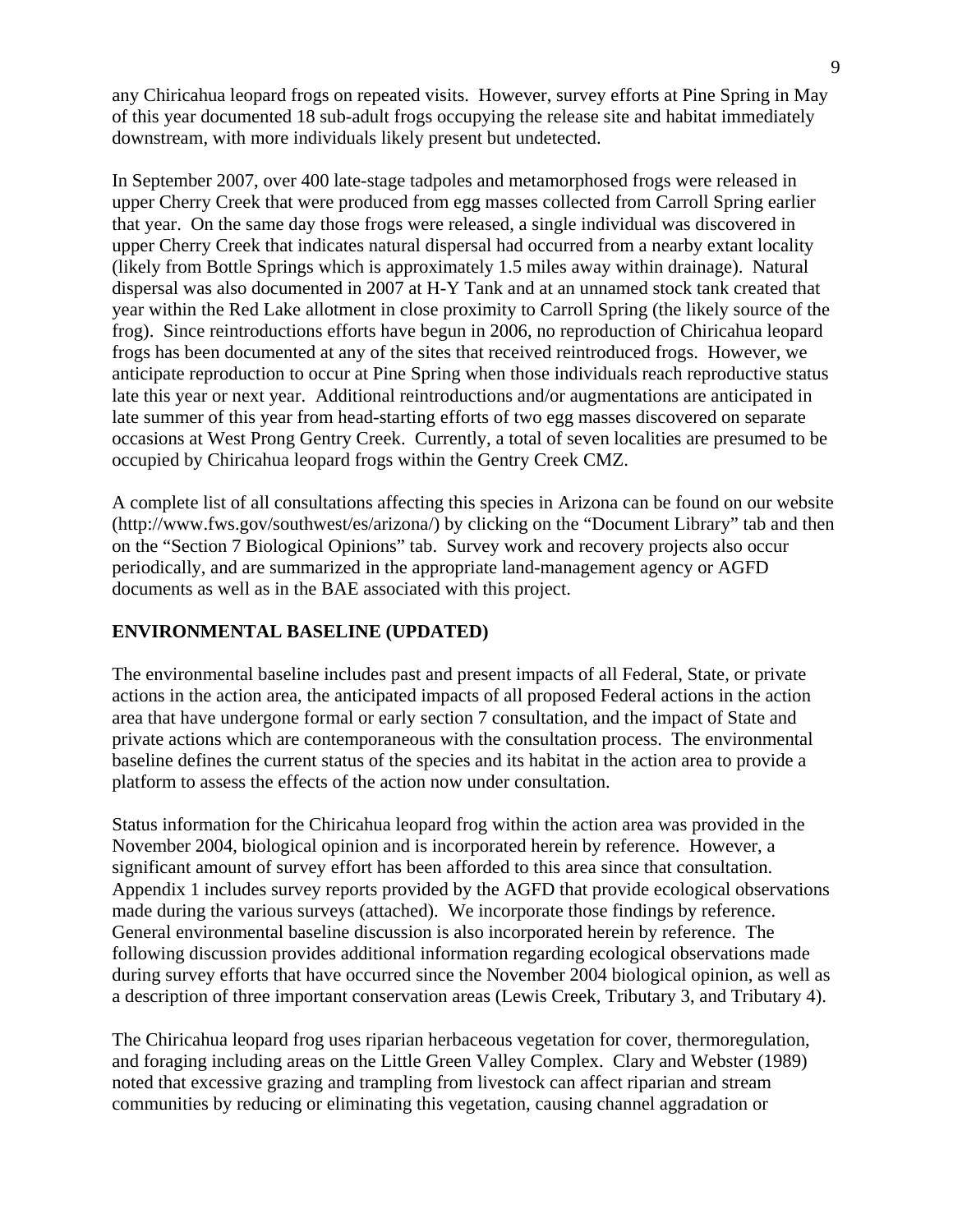any Chiricahua leopard frogs on repeated visits. However, survey efforts at Pine Spring in May of this year documented 18 sub-adult frogs occupying the release site and habitat immediately downstream, with more individuals likely present but undetected.

In September 2007, over 400 late-stage tadpoles and metamorphosed frogs were released in upper Cherry Creek that were produced from egg masses collected from Carroll Spring earlier that year. On the same day those frogs were released, a single individual was discovered in upper Cherry Creek that indicates natural dispersal had occurred from a nearby extant locality (likely from Bottle Springs which is approximately 1.5 miles away within drainage). Natural dispersal was also documented in 2007 at H-Y Tank and at an unnamed stock tank created that year within the Red Lake allotment in close proximity to Carroll Spring (the likely source of the frog). Since reintroductions efforts have begun in 2006, no reproduction of Chiricahua leopard frogs has been documented at any of the sites that received reintroduced frogs. However, we anticipate reproduction to occur at Pine Spring when those individuals reach reproductive status late this year or next year. Additional reintroductions and/or augmentations are anticipated in late summer of this year from head-starting efforts of two egg masses discovered on separate occasions at West Prong Gentry Creek. Currently, a total of seven localities are presumed to be occupied by Chiricahua leopard frogs within the Gentry Creek CMZ.

A complete list of all consultations affecting this species in Arizona can be found on our website (http://www.fws.gov/southwest/es/arizona/) by clicking on the "Document Library" tab and then on the "Section 7 Biological Opinions" tab. Survey work and recovery projects also occur periodically, and are summarized in the appropriate land-management agency or AGFD documents as well as in the BAE associated with this project.

## ENVIRONMENTAL BASELINE (UPDATED)

The environmental baseline includes past and present impacts of all Federal, State, or private actions in the action area, the anticipated impacts of all proposed Federal actions in the action area that have undergone formal or early section 7 consultation, and the impact of State and private actions which are contemporaneous with the consultation process. The environmental baseline defines the current status of the species and its habitat in the action area to provide a platform to assess the effects of the action now under consultation.

Status information for the Chiricahua leopard frog within the action area was provided in the November 2004, biological opinion and is incorporated herein by reference. However, a significant amount of survey effort has been afforded to this area since that consultation. Appendix 1 includes survey reports provided by the AGFD that provide ecological observations made during the various surveys (attached). We incorporate those findings by reference. General environmental baseline discussion is also incorporated herein by reference. The following discussion provides additional information regarding ecological observations made during survey efforts that have occurred since the November 2004 biological opinion, as well as a description of three important conservation areas (Lewis Creek, Tributary 3, and Tributary 4).

The Chiricahua leopard frog uses riparian herbaceous vegetation for cover, thermoregulation, and foraging including areas on the Little Green Valley Complex. Clary and Webster (1989) noted that excessive grazing and trampling from livestock can affect riparian and stream communities by reducing or eliminating this vegetation, causing channel aggradation or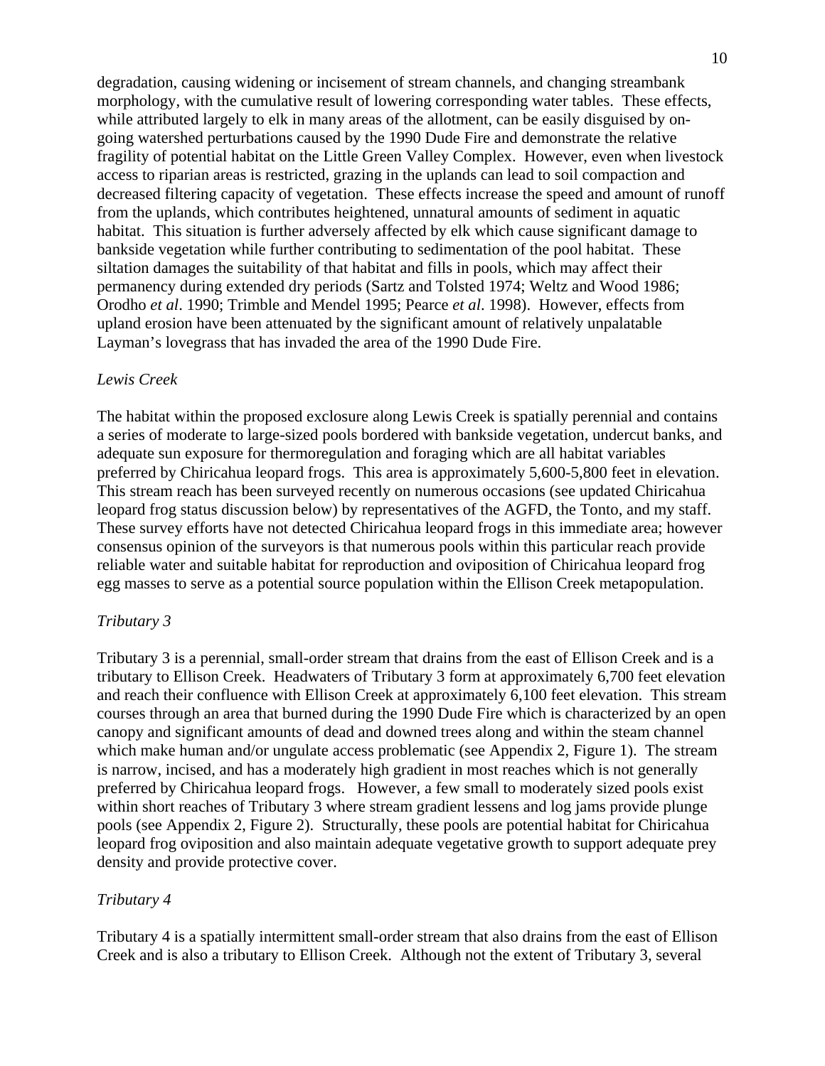degradation, causing widening or incisement of stream channels, and changing streambank morphology, with the cumulative result of lowering corresponding water tables. These effects, while attributed largely to elk in many areas of the allotment, can be easily disguised by on-going watershed perturbations caused by the 1990 Dude Fire and demonstrate the relative fragility of potential habitat on the Little Green Valley Complex. However, even when livestock access to riparian areas is restricted, grazing in the uplands can lead to soil compaction and decreased filtering capacity of vegetation. These effects increase the speed and amount of runoff from the uplands, which contributes heightened, unnatural amounts of sediment in aquatic habitat. This situation is further adversely affected by elk which cause significant damage to bankside vegetation while further contributing to sedimentation of the pool habitat. These siltation damages the suitability of that habitat and fills in pools, which may affect their permanency during extended dry periods (Sartz and Tolsted 1974; Weltz and Wood 1986; Orodho *et al*. 1990; Trimble and Mendel 1995; Pearce *et al*. 1998). However, effects from upland erosion have been attenuated by the significant amount of relatively unpalatable Layman's lovegrass that has invaded the area of the 1990 Dude Fire.

*Lewis Creek*

The habitat within the proposed exclosure along Lewis Creek is spatially perennial and contains a series of moderate to large-sized pools bordered with bankside vegetation, undercut banks, and adequate sun exposure for thermoregulation and foraging which are all habitat variables preferred by Chiricahua leopard frogs. This area is approximately 5,600-5,800 feet in elevation. This stream reach has been surveyed recently on numerous occasions (see updated Chiricahua leopard frog status discussion below) by representatives of the AGFD, the Tonto, and my staff. These survey efforts have not detected Chiricahua leopard frogs in this immediate area; however consensus opinion of the surveyors is that numerous pools within this particular reach provide reliable water and suitable habitat for reproduction and oviposition of Chiricahua leopard frog egg masses to serve as a potential source population within the Ellison Creek metapopulation.

*Tributary 3*

Tributary 3 is a perennial, small-order stream that drains from the east of Ellison Creek and is a tributary to Ellison Creek. Headwaters of Tributary 3 form at approximately 6,700 feet elevation and reach their confluence with Ellison Creek at approximately 6,100 feet elevation. This stream courses through an area that burned during the 1990 Dude Fire which is characterized by an open canopy and significant amounts of dead and downed trees along and within the steam channel which make human and/or ungulate access problematic (see Appendix 2, Figure 1). The stream is narrow, incised, and has a moderately high gradient in most reaches which is not generally preferred by Chiricahua leopard frogs. However, a few small to moderately sized pools exist within short reaches of Tributary 3 where stream gradient lessens and log jams provide plunge pools (see Appendix 2, Figure 2). Structurally, these pools are potential habitat for Chiricahua leopard frog oviposition and also maintain adequate vegetative growth to support adequate prey density and provide protective cover.

*Tributary 4*

Tributary 4 is a spatially intermittent small-order stream that also drains from the east of Ellison Creek and is also a tributary to Ellison Creek. Although not the extent of Tributary 3, several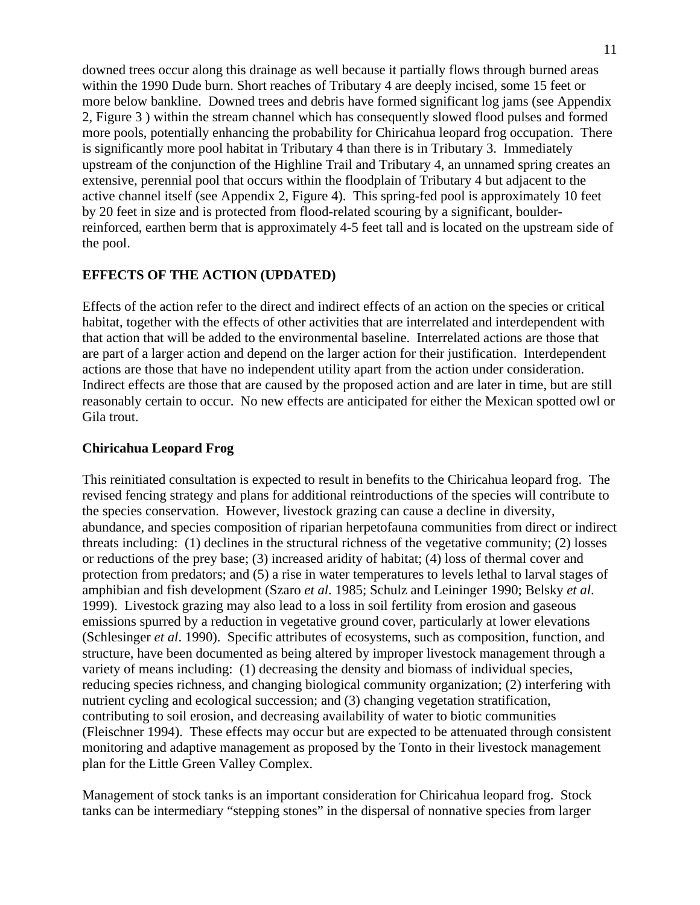downed trees occur along this drainage as well because it partially flows through burned areas within the 1990 Dude burn. Short reaches of Tributary 4 are deeply incised, some 15 feet or more below bankline. Downed trees and debris have formed significant log jams (see Appendix 2, Figure 3 ) within the stream channel which has consequently slowed flood pulses and formed more pools, potentially enhancing the probability for Chiricahua leopard frog occupation. There is significantly more pool habitat in Tributary 4 than there is in Tributary 3. Immediately upstream of the conjunction of the Highline Trail and Tributary 4, an unnamed spring creates an extensive, perennial pool that occurs within the floodplain of Tributary 4 but adjacent to the active channel itself (see Appendix 2, Figure 4). This spring-fed pool is approximately 10 feet by 20 feet in size and is protected from flood-related scouring by a significant, boulder-reinforced, earthen berm that is approximately 4-5 feet tall and is located on the upstream side of the pool.

## EFFECTS OF THE ACTION (UPDATED)

Effects of the action refer to the direct and indirect effects of an action on the species or critical habitat, together with the effects of other activities that are interrelated and interdependent with that action that will be added to the environmental baseline. Interrelated actions are those that are part of a larger action and depend on the larger action for their justification. Interdependent actions are those that have no independent utility apart from the action under consideration. Indirect effects are those that are caused by the proposed action and are later in time, but are still reasonably certain to occur. No new effects are anticipated for either the Mexican spotted owl or Gila trout.

### Chiricahua Leopard Frog

This reinitiated consultation is expected to result in benefits to the Chiricahua leopard frog. The revised fencing strategy and plans for additional reintroductions of the species will contribute to the species conservation. However, livestock grazing can cause a decline in diversity, abundance, and species composition of riparian herpetofauna communities from direct or indirect threats including: (1) declines in the structural richness of the vegetative community; (2) losses or reductions of the prey base; (3) increased aridity of habitat; (4) loss of thermal cover and protection from predators; and (5) a rise in water temperatures to levels lethal to larval stages of amphibian and fish development (Szaro *et al*. 1985; Schulz and Leininger 1990; Belsky *et al*. 1999). Livestock grazing may also lead to a loss in soil fertility from erosion and gaseous emissions spurred by a reduction in vegetative ground cover, particularly at lower elevations (Schlesinger *et al*. 1990). Specific attributes of ecosystems, such as composition, function, and structure, have been documented as being altered by improper livestock management through a variety of means including: (1) decreasing the density and biomass of individual species, reducing species richness, and changing biological community organization; (2) interfering with nutrient cycling and ecological succession; and (3) changing vegetation stratification, contributing to soil erosion, and decreasing availability of water to biotic communities (Fleischner 1994). These effects may occur but are expected to be attenuated through consistent monitoring and adaptive management as proposed by the Tonto in their livestock management plan for the Little Green Valley Complex.

Management of stock tanks is an important consideration for Chiricahua leopard frog. Stock tanks can be intermediary "stepping stones" in the dispersal of nonnative species from larger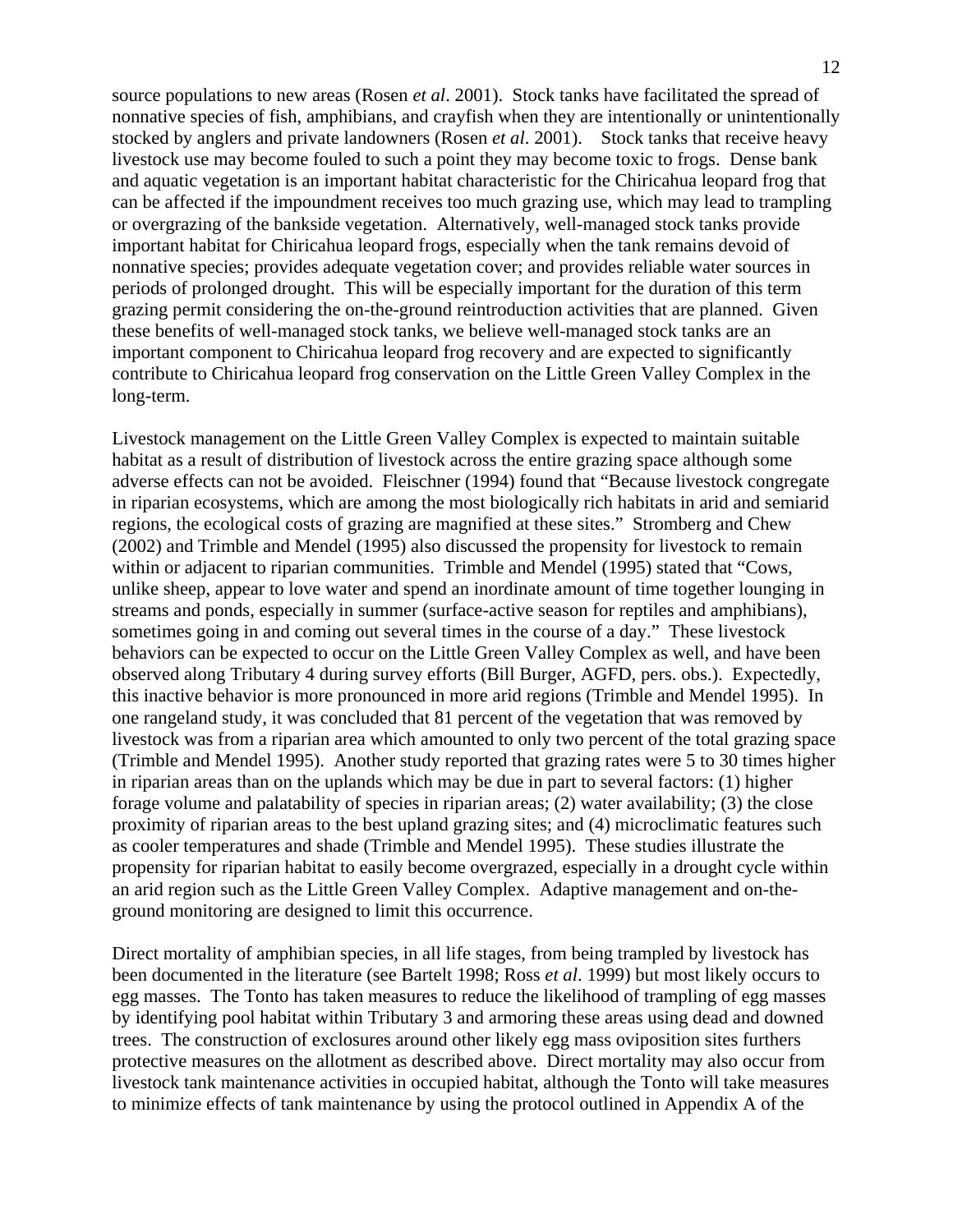source populations to new areas (Rosen *et al*. 2001). Stock tanks have facilitated the spread of nonnative species of fish, amphibians, and crayfish when they are intentionally or unintentionally stocked by anglers and private landowners (Rosen *et al*. 2001). Stock tanks that receive heavy livestock use may become fouled to such a point they may become toxic to frogs. Dense bank and aquatic vegetation is an important habitat characteristic for the Chiricahua leopard frog that can be affected if the impoundment receives too much grazing use, which may lead to trampling or overgrazing of the bankside vegetation. Alternatively, well-managed stock tanks provide important habitat for Chiricahua leopard frogs, especially when the tank remains devoid of nonnative species; provides adequate vegetation cover; and provides reliable water sources in periods of prolonged drought. This will be especially important for the duration of this term grazing permit considering the on-the-ground reintroduction activities that are planned. Given these benefits of well-managed stock tanks, we believe well-managed stock tanks are an important component to Chiricahua leopard frog recovery and are expected to significantly contribute to Chiricahua leopard frog conservation on the Little Green Valley Complex in the long-term.

Livestock management on the Little Green Valley Complex is expected to maintain suitable habitat as a result of distribution of livestock across the entire grazing space although some adverse effects can not be avoided. Fleischner (1994) found that "Because livestock congregate in riparian ecosystems, which are among the most biologically rich habitats in arid and semiarid regions, the ecological costs of grazing are magnified at these sites." Stromberg and Chew (2002) and Trimble and Mendel (1995) also discussed the propensity for livestock to remain within or adjacent to riparian communities. Trimble and Mendel (1995) stated that "Cows, unlike sheep, appear to love water and spend an inordinate amount of time together lounging in streams and ponds, especially in summer (surface-active season for reptiles and amphibians), sometimes going in and coming out several times in the course of a day." These livestock behaviors can be expected to occur on the Little Green Valley Complex as well, and have been observed along Tributary 4 during survey efforts (Bill Burger, AGFD, pers. obs.). Expectedly, this inactive behavior is more pronounced in more arid regions (Trimble and Mendel 1995). In one rangeland study, it was concluded that 81 percent of the vegetation that was removed by livestock was from a riparian area which amounted to only two percent of the total grazing space (Trimble and Mendel 1995). Another study reported that grazing rates were 5 to 30 times higher in riparian areas than on the uplands which may be due in part to several factors: (1) higher forage volume and palatability of species in riparian areas; (2) water availability; (3) the close proximity of riparian areas to the best upland grazing sites; and (4) microclimatic features such as cooler temperatures and shade (Trimble and Mendel 1995). These studies illustrate the propensity for riparian habitat to easily become overgrazed, especially in a drought cycle within an arid region such as the Little Green Valley Complex. Adaptive management and on-the-ground monitoring are designed to limit this occurrence.

Direct mortality of amphibian species, in all life stages, from being trampled by livestock has been documented in the literature (see Bartelt 1998; Ross *et al*. 1999) but most likely occurs to egg masses. The Tonto has taken measures to reduce the likelihood of trampling of egg masses by identifying pool habitat within Tributary 3 and armoring these areas using dead and downed trees. The construction of exclosures around other likely egg mass oviposition sites furthers protective measures on the allotment as described above. Direct mortality may also occur from livestock tank maintenance activities in occupied habitat, although the Tonto will take measures to minimize effects of tank maintenance by using the protocol outlined in Appendix A of the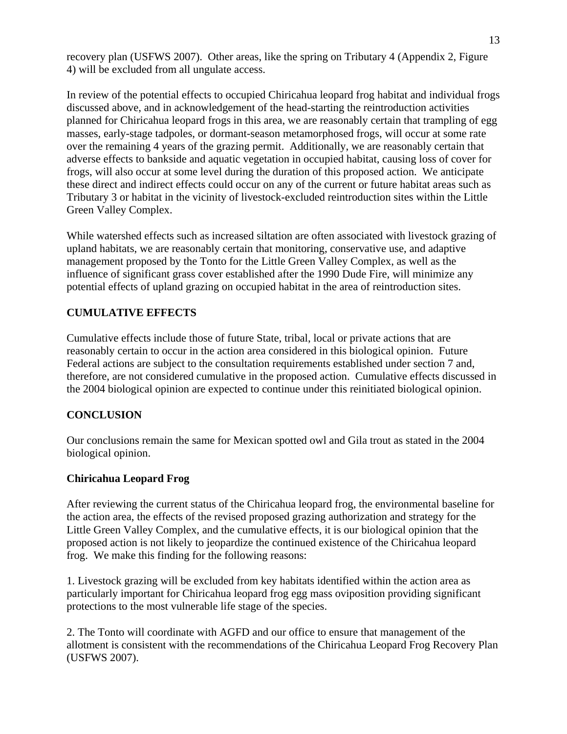recovery plan (USFWS 2007). Other areas, like the spring on Tributary 4 (Appendix 2, Figure 4) will be excluded from all ungulate access.

In review of the potential effects to occupied Chiricahua leopard frog habitat and individual frogs discussed above, and in acknowledgement of the head-starting the reintroduction activities planned for Chiricahua leopard frogs in this area, we are reasonably certain that trampling of egg masses, early-stage tadpoles, or dormant-season metamorphosed frogs, will occur at some rate over the remaining 4 years of the grazing permit. Additionally, we are reasonably certain that adverse effects to bankside and aquatic vegetation in occupied habitat, causing loss of cover for frogs, will also occur at some level during the duration of this proposed action. We anticipate these direct and indirect effects could occur on any of the current or future habitat areas such as Tributary 3 or habitat in the vicinity of livestock-excluded reintroduction sites within the Little Green Valley Complex.

While watershed effects such as increased siltation are often associated with livestock grazing of upland habitats, we are reasonably certain that monitoring, conservative use, and adaptive management proposed by the Tonto for the Little Green Valley Complex, as well as the influence of significant grass cover established after the 1990 Dude Fire, will minimize any potential effects of upland grazing on occupied habitat in the area of reintroduction sites.

## CUMULATIVE EFFECTS

Cumulative effects include those of future State, tribal, local or private actions that are reasonably certain to occur in the action area considered in this biological opinion. Future Federal actions are subject to the consultation requirements established under section 7 and, therefore, are not considered cumulative in the proposed action. Cumulative effects discussed in the 2004 biological opinion are expected to continue under this reinitiated biological opinion.

## CONCLUSION

Our conclusions remain the same for Mexican spotted owl and Gila trout as stated in the 2004 biological opinion.

### Chiricahua Leopard Frog

After reviewing the current status of the Chiricahua leopard frog, the environmental baseline for the action area, the effects of the revised proposed grazing authorization and strategy for the Little Green Valley Complex, and the cumulative effects, it is our biological opinion that the proposed action is not likely to jeopardize the continued existence of the Chiricahua leopard frog. We make this finding for the following reasons:

1. Livestock grazing will be excluded from key habitats identified within the action area as particularly important for Chiricahua leopard frog egg mass oviposition providing significant protections to the most vulnerable life stage of the species.

2. The Tonto will coordinate with AGFD and our office to ensure that management of the allotment is consistent with the recommendations of the Chiricahua Leopard Frog Recovery Plan (USFWS 2007).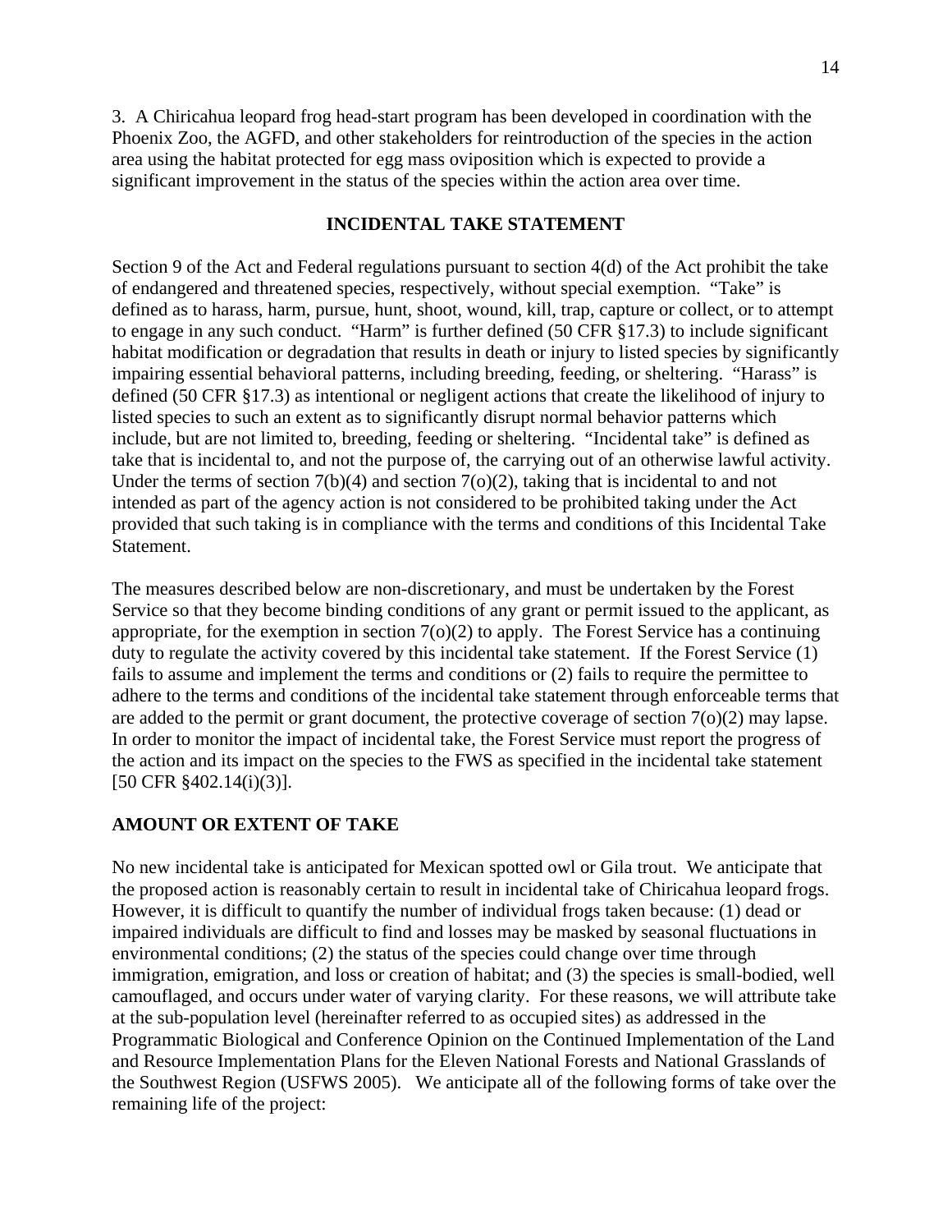3. A Chiricahua leopard frog head-start program has been developed in coordination with the Phoenix Zoo, the AGFD, and other stakeholders for reintroduction of the species in the action area using the habitat protected for egg mass oviposition which is expected to provide a significant improvement in the status of the species within the action area over time.

## INCIDENTAL TAKE STATEMENT

Section 9 of the Act and Federal regulations pursuant to section 4(d) of the Act prohibit the take of endangered and threatened species, respectively, without special exemption. "Take" is defined as to harass, harm, pursue, hunt, shoot, wound, kill, trap, capture or collect, or to attempt to engage in any such conduct. "Harm" is further defined (50 CFR §17.3) to include significant habitat modification or degradation that results in death or injury to listed species by significantly impairing essential behavioral patterns, including breeding, feeding, or sheltering. "Harass" is defined (50 CFR §17.3) as intentional or negligent actions that create the likelihood of injury to listed species to such an extent as to significantly disrupt normal behavior patterns which include, but are not limited to, breeding, feeding or sheltering. "Incidental take" is defined as take that is incidental to, and not the purpose of, the carrying out of an otherwise lawful activity. Under the terms of section 7(b)(4) and section 7(o)(2), taking that is incidental to and not intended as part of the agency action is not considered to be prohibited taking under the Act provided that such taking is in compliance with the terms and conditions of this Incidental Take Statement.

The measures described below are non-discretionary, and must be undertaken by the Forest Service so that they become binding conditions of any grant or permit issued to the applicant, as appropriate, for the exemption in section 7(o)(2) to apply. The Forest Service has a continuing duty to regulate the activity covered by this incidental take statement. If the Forest Service (1) fails to assume and implement the terms and conditions or (2) fails to require the permittee to adhere to the terms and conditions of the incidental take statement through enforceable terms that are added to the permit or grant document, the protective coverage of section 7(o)(2) may lapse. In order to monitor the impact of incidental take, the Forest Service must report the progress of the action and its impact on the species to the FWS as specified in the incidental take statement [50 CFR §402.14(i)(3)].

## AMOUNT OR EXTENT OF TAKE

No new incidental take is anticipated for Mexican spotted owl or Gila trout. We anticipate that the proposed action is reasonably certain to result in incidental take of Chiricahua leopard frogs. However, it is difficult to quantify the number of individual frogs taken because: (1) dead or impaired individuals are difficult to find and losses may be masked by seasonal fluctuations in environmental conditions; (2) the status of the species could change over time through immigration, emigration, and loss or creation of habitat; and (3) the species is small-bodied, well camouflaged, and occurs under water of varying clarity. For these reasons, we will attribute take at the sub-population level (hereinafter referred to as occupied sites) as addressed in the Programmatic Biological and Conference Opinion on the Continued Implementation of the Land and Resource Implementation Plans for the Eleven National Forests and National Grasslands of the Southwest Region (USFWS 2005). We anticipate all of the following forms of take over the remaining life of the project: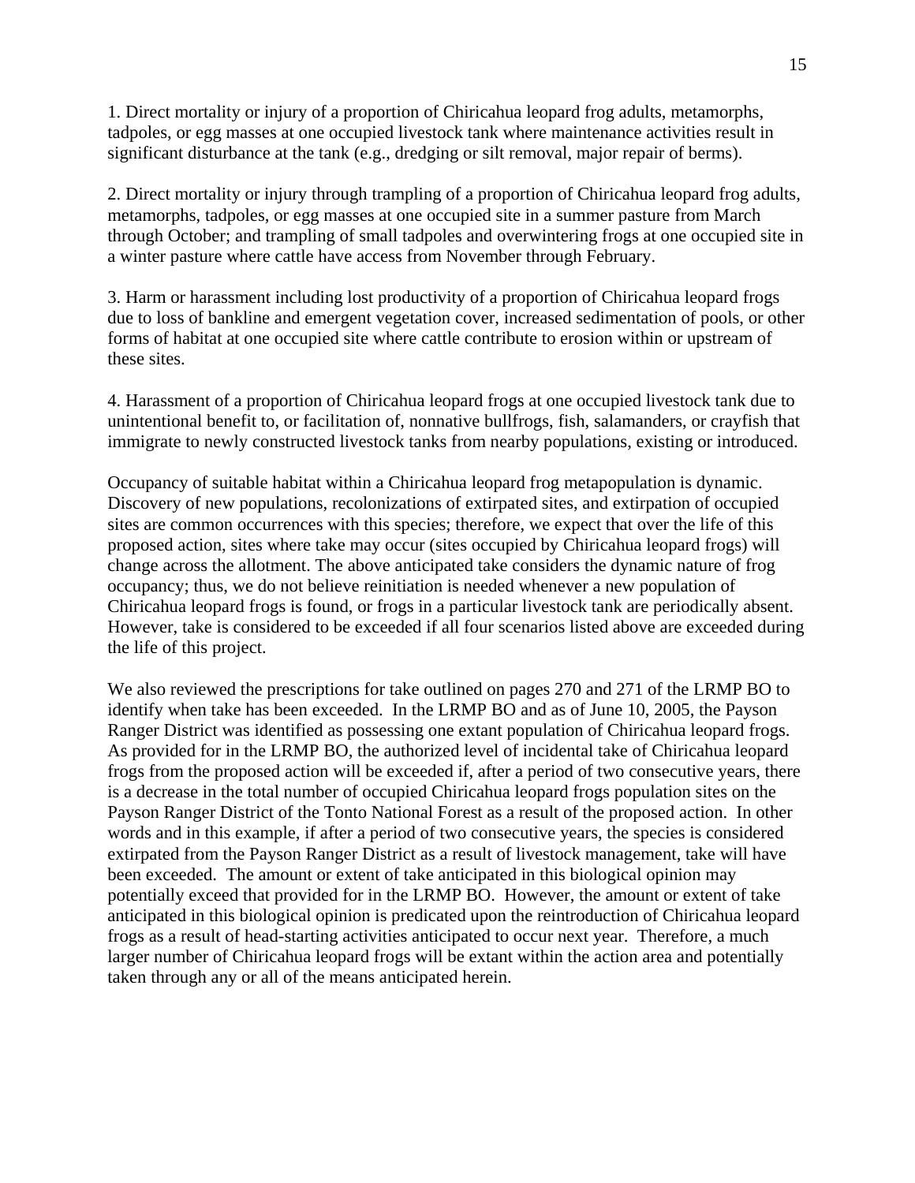1. Direct mortality or injury of a proportion of Chiricahua leopard frog adults, metamorphs, tadpoles, or egg masses at one occupied livestock tank where maintenance activities result in significant disturbance at the tank (e.g., dredging or silt removal, major repair of berms).

2. Direct mortality or injury through trampling of a proportion of Chiricahua leopard frog adults, metamorphs, tadpoles, or egg masses at one occupied site in a summer pasture from March through October; and trampling of small tadpoles and overwintering frogs at one occupied site in a winter pasture where cattle have access from November through February.

3. Harm or harassment including lost productivity of a proportion of Chiricahua leopard frogs due to loss of bankline and emergent vegetation cover, increased sedimentation of pools, or other forms of habitat at one occupied site where cattle contribute to erosion within or upstream of these sites.

4. Harassment of a proportion of Chiricahua leopard frogs at one occupied livestock tank due to unintentional benefit to, or facilitation of, nonnative bullfrogs, fish, salamanders, or crayfish that immigrate to newly constructed livestock tanks from nearby populations, existing or introduced.

Occupancy of suitable habitat within a Chiricahua leopard frog metapopulation is dynamic. Discovery of new populations, recolonizations of extirpated sites, and extirpation of occupied sites are common occurrences with this species; therefore, we expect that over the life of this proposed action, sites where take may occur (sites occupied by Chiricahua leopard frogs) will change across the allotment. The above anticipated take considers the dynamic nature of frog occupancy; thus, we do not believe reinitiation is needed whenever a new population of Chiricahua leopard frogs is found, or frogs in a particular livestock tank are periodically absent. However, take is considered to be exceeded if all four scenarios listed above are exceeded during the life of this project.

We also reviewed the prescriptions for take outlined on pages 270 and 271 of the LRMP BO to identify when take has been exceeded. In the LRMP BO and as of June 10, 2005, the Payson Ranger District was identified as possessing one extant population of Chiricahua leopard frogs. As provided for in the LRMP BO, the authorized level of incidental take of Chiricahua leopard frogs from the proposed action will be exceeded if, after a period of two consecutive years, there is a decrease in the total number of occupied Chiricahua leopard frogs population sites on the Payson Ranger District of the Tonto National Forest as a result of the proposed action. In other words and in this example, if after a period of two consecutive years, the species is considered extirpated from the Payson Ranger District as a result of livestock management, take will have been exceeded. The amount or extent of take anticipated in this biological opinion may potentially exceed that provided for in the LRMP BO. However, the amount or extent of take anticipated in this biological opinion is predicated upon the reintroduction of Chiricahua leopard frogs as a result of head-starting activities anticipated to occur next year. Therefore, a much larger number of Chiricahua leopard frogs will be extant within the action area and potentially taken through any or all of the means anticipated herein.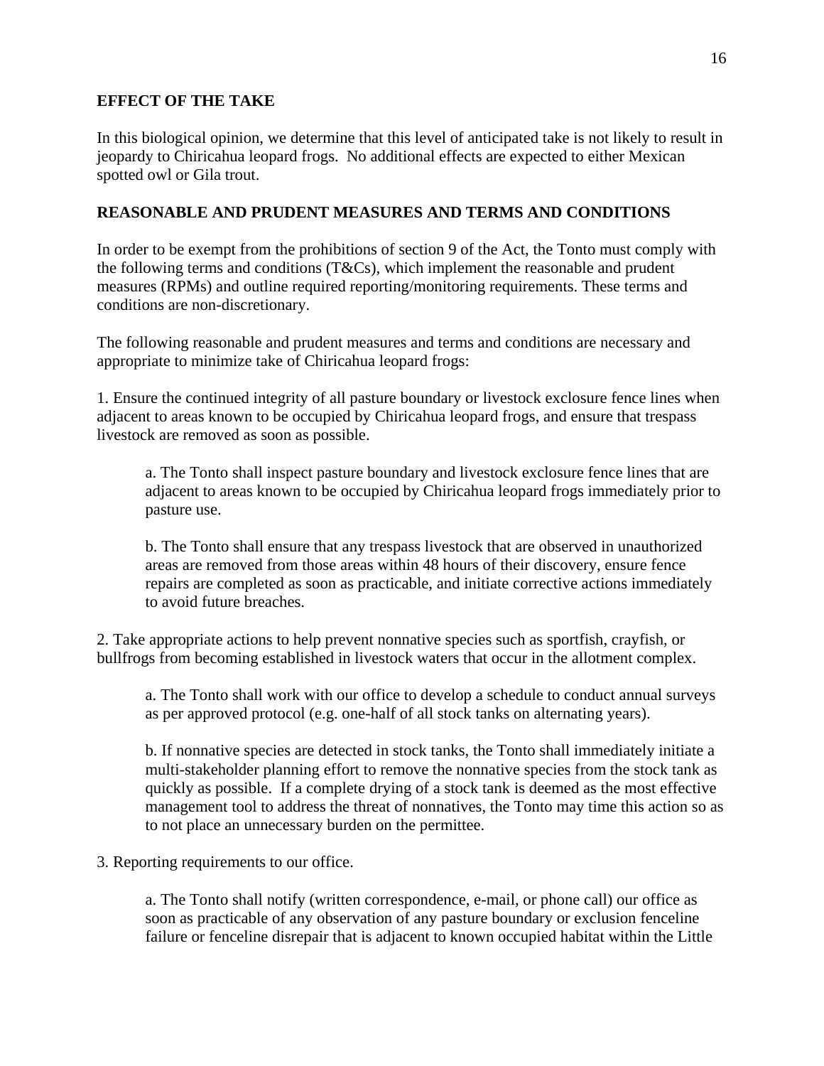**EFFECT OF THE TAKE**

In this biological opinion, we determine that this level of anticipated take is not likely to result in jeopardy to Chiricahua leopard frogs. No additional effects are expected to either Mexican spotted owl or Gila trout.

**REASONABLE AND PRUDENT MEASURES AND TERMS AND CONDITIONS**

In order to be exempt from the prohibitions of section 9 of the Act, the Tonto must comply with the following terms and conditions (T&Cs), which implement the reasonable and prudent measures (RPMs) and outline required reporting/monitoring requirements. These terms and conditions are non-discretionary.

The following reasonable and prudent measures and terms and conditions are necessary and appropriate to minimize take of Chiricahua leopard frogs:

1. Ensure the continued integrity of all pasture boundary or livestock exclosure fence lines when adjacent to areas known to be occupied by Chiricahua leopard frogs, and ensure that trespass livestock are removed as soon as possible.

    a. The Tonto shall inspect pasture boundary and livestock exclosure fence lines that are adjacent to areas known to be occupied by Chiricahua leopard frogs immediately prior to pasture use.

    b. The Tonto shall ensure that any trespass livestock that are observed in unauthorized areas are removed from those areas within 48 hours of their discovery, ensure fence repairs are completed as soon as practicable, and initiate corrective actions immediately to avoid future breaches.

2. Take appropriate actions to help prevent nonnative species such as sportfish, crayfish, or bullfrogs from becoming established in livestock waters that occur in the allotment complex.

    a. The Tonto shall work with our office to develop a schedule to conduct annual surveys as per approved protocol (e.g. one-half of all stock tanks on alternating years).

    b. If nonnative species are detected in stock tanks, the Tonto shall immediately initiate a multi-stakeholder planning effort to remove the nonnative species from the stock tank as quickly as possible. If a complete drying of a stock tank is deemed as the most effective management tool to address the threat of nonnatives, the Tonto may time this action so as to not place an unnecessary burden on the permittee.

3. Reporting requirements to our office.

    a. The Tonto shall notify (written correspondence, e-mail, or phone call) our office as soon as practicable of any observation of any pasture boundary or exclusion fenceline failure or fenceline disrepair that is adjacent to known occupied habitat within the Little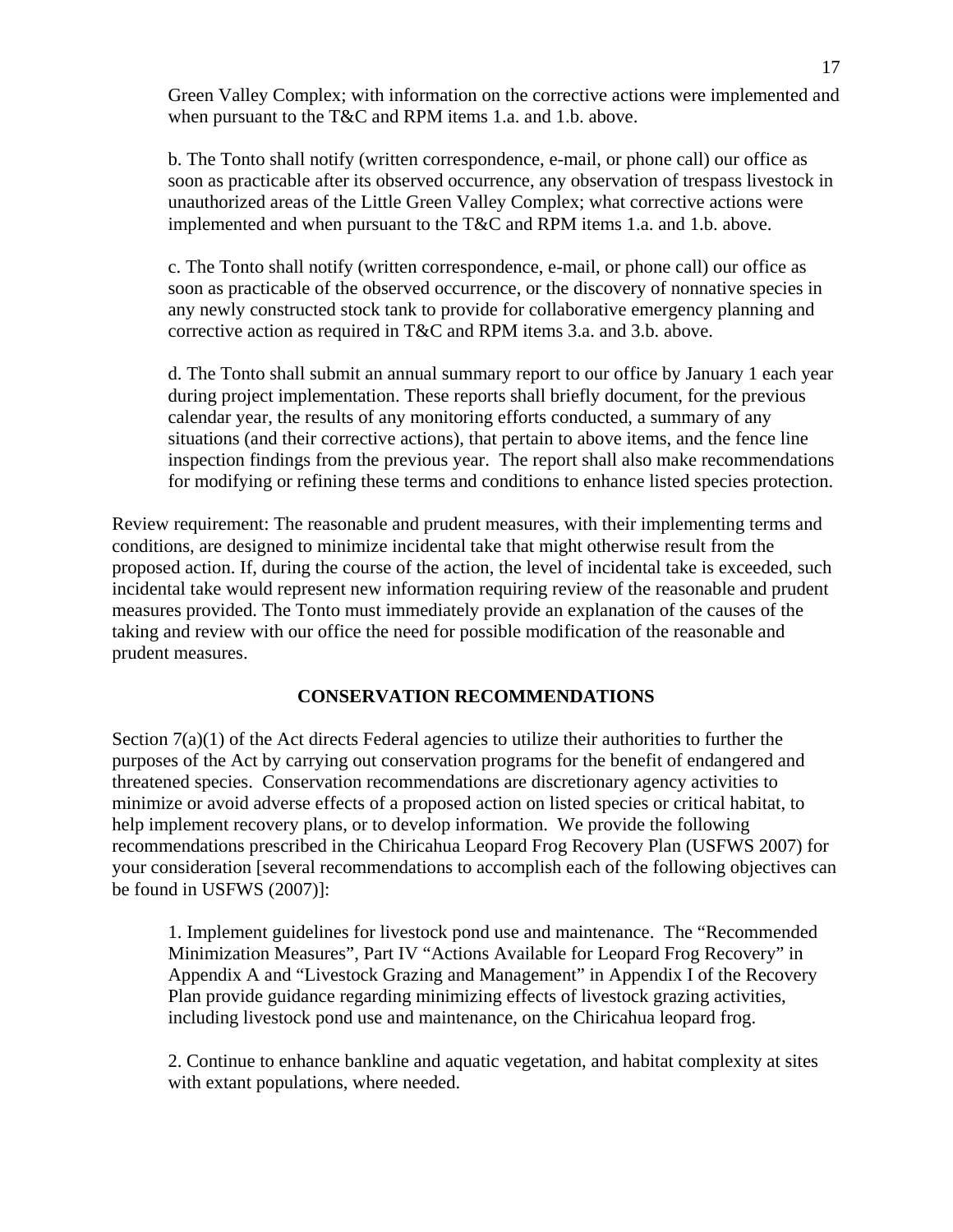Green Valley Complex; with information on the corrective actions were implemented and when pursuant to the T&C and RPM items 1.a. and 1.b. above.

b. The Tonto shall notify (written correspondence, e-mail, or phone call) our office as soon as practicable after its observed occurrence, any observation of trespass livestock in unauthorized areas of the Little Green Valley Complex; what corrective actions were implemented and when pursuant to the T&C and RPM items 1.a. and 1.b. above.

c. The Tonto shall notify (written correspondence, e-mail, or phone call) our office as soon as practicable of the observed occurrence, or the discovery of nonnative species in any newly constructed stock tank to provide for collaborative emergency planning and corrective action as required in T&C and RPM items 3.a. and 3.b. above.

d. The Tonto shall submit an annual summary report to our office by January 1 each year during project implementation. These reports shall briefly document, for the previous calendar year, the results of any monitoring efforts conducted, a summary of any situations (and their corrective actions), that pertain to above items, and the fence line inspection findings from the previous year. The report shall also make recommendations for modifying or refining these terms and conditions to enhance listed species protection.

Review requirement: The reasonable and prudent measures, with their implementing terms and conditions, are designed to minimize incidental take that might otherwise result from the proposed action. If, during the course of the action, the level of incidental take is exceeded, such incidental take would represent new information requiring review of the reasonable and prudent measures provided. The Tonto must immediately provide an explanation of the causes of the taking and review with our office the need for possible modification of the reasonable and prudent measures.

## CONSERVATION RECOMMENDATIONS

Section 7(a)(1) of the Act directs Federal agencies to utilize their authorities to further the purposes of the Act by carrying out conservation programs for the benefit of endangered and threatened species. Conservation recommendations are discretionary agency activities to minimize or avoid adverse effects of a proposed action on listed species or critical habitat, to help implement recovery plans, or to develop information. We provide the following recommendations prescribed in the Chiricahua Leopard Frog Recovery Plan (USFWS 2007) for your consideration [several recommendations to accomplish each of the following objectives can be found in USFWS (2007)]:

1. Implement guidelines for livestock pond use and maintenance. The "Recommended Minimization Measures", Part IV "Actions Available for Leopard Frog Recovery" in Appendix A and "Livestock Grazing and Management" in Appendix I of the Recovery Plan provide guidance regarding minimizing effects of livestock grazing activities, including livestock pond use and maintenance, on the Chiricahua leopard frog.

2. Continue to enhance bankline and aquatic vegetation, and habitat complexity at sites with extant populations, where needed.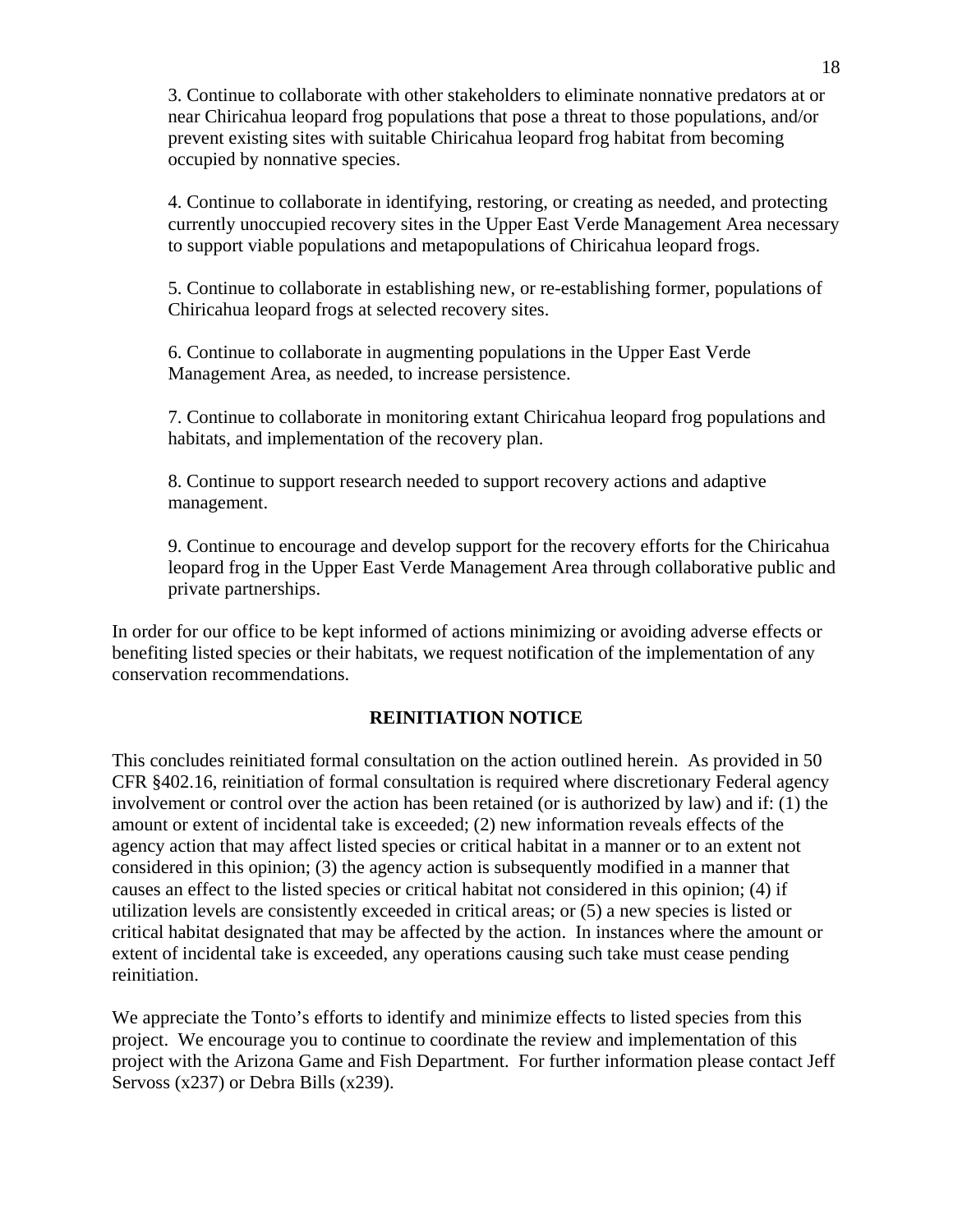3. Continue to collaborate with other stakeholders to eliminate nonnative predators at or near Chiricahua leopard frog populations that pose a threat to those populations, and/or prevent existing sites with suitable Chiricahua leopard frog habitat from becoming occupied by nonnative species.

4. Continue to collaborate in identifying, restoring, or creating as needed, and protecting currently unoccupied recovery sites in the Upper East Verde Management Area necessary to support viable populations and metapopulations of Chiricahua leopard frogs.

5. Continue to collaborate in establishing new, or re-establishing former, populations of Chiricahua leopard frogs at selected recovery sites.

6. Continue to collaborate in augmenting populations in the Upper East Verde Management Area, as needed, to increase persistence.

7. Continue to collaborate in monitoring extant Chiricahua leopard frog populations and habitats, and implementation of the recovery plan.

8. Continue to support research needed to support recovery actions and adaptive management.

9. Continue to encourage and develop support for the recovery efforts for the Chiricahua leopard frog in the Upper East Verde Management Area through collaborative public and private partnerships.

In order for our office to be kept informed of actions minimizing or avoiding adverse effects or benefiting listed species or their habitats, we request notification of the implementation of any conservation recommendations.

## REINITIATION NOTICE

This concludes reinitiated formal consultation on the action outlined herein. As provided in 50 CFR §402.16, reinitiation of formal consultation is required where discretionary Federal agency involvement or control over the action has been retained (or is authorized by law) and if: (1) the amount or extent of incidental take is exceeded; (2) new information reveals effects of the agency action that may affect listed species or critical habitat in a manner or to an extent not considered in this opinion; (3) the agency action is subsequently modified in a manner that causes an effect to the listed species or critical habitat not considered in this opinion; (4) if utilization levels are consistently exceeded in critical areas; or (5) a new species is listed or critical habitat designated that may be affected by the action. In instances where the amount or extent of incidental take is exceeded, any operations causing such take must cease pending reinitiation.

We appreciate the Tonto's efforts to identify and minimize effects to listed species from this project. We encourage you to continue to coordinate the review and implementation of this project with the Arizona Game and Fish Department. For further information please contact Jeff Servoss (x237) or Debra Bills (x239).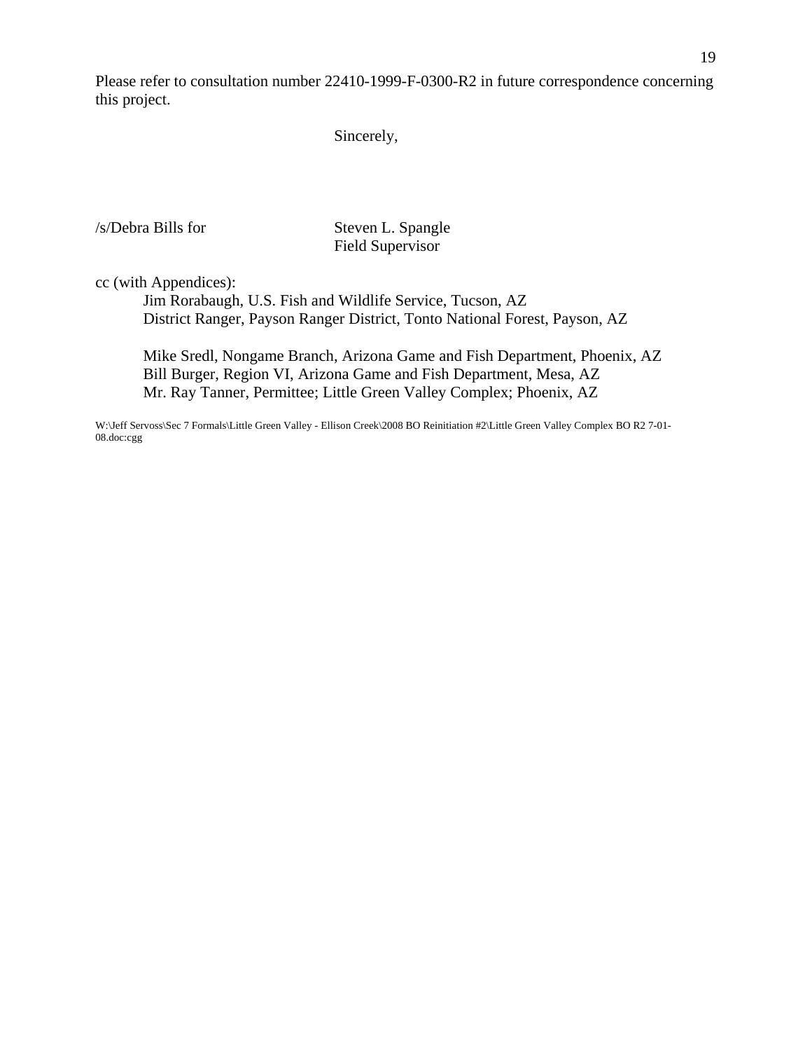Please refer to consultation number 22410-1999-F-0300-R2 in future correspondence concerning this project.

Sincerely,

/s/Debra Bills for Steven L. Spangle
Field Supervisor

cc (with Appendices):

Jim Rorabaugh, U.S. Fish and Wildlife Service, Tucson, AZ
District Ranger, Payson Ranger District, Tonto National Forest, Payson, AZ

Mike Sredl, Nongame Branch, Arizona Game and Fish Department, Phoenix, AZ
Bill Burger, Region VI, Arizona Game and Fish Department, Mesa, AZ
Mr. Ray Tanner, Permittee; Little Green Valley Complex; Phoenix, AZ

W:\Jeff Servoss\Sec 7 Formals\Little Green Valley - Ellison Creek\2008 BO Reinitiation #2\Little Green Valley Complex BO R2 7-01-08.doc:cgg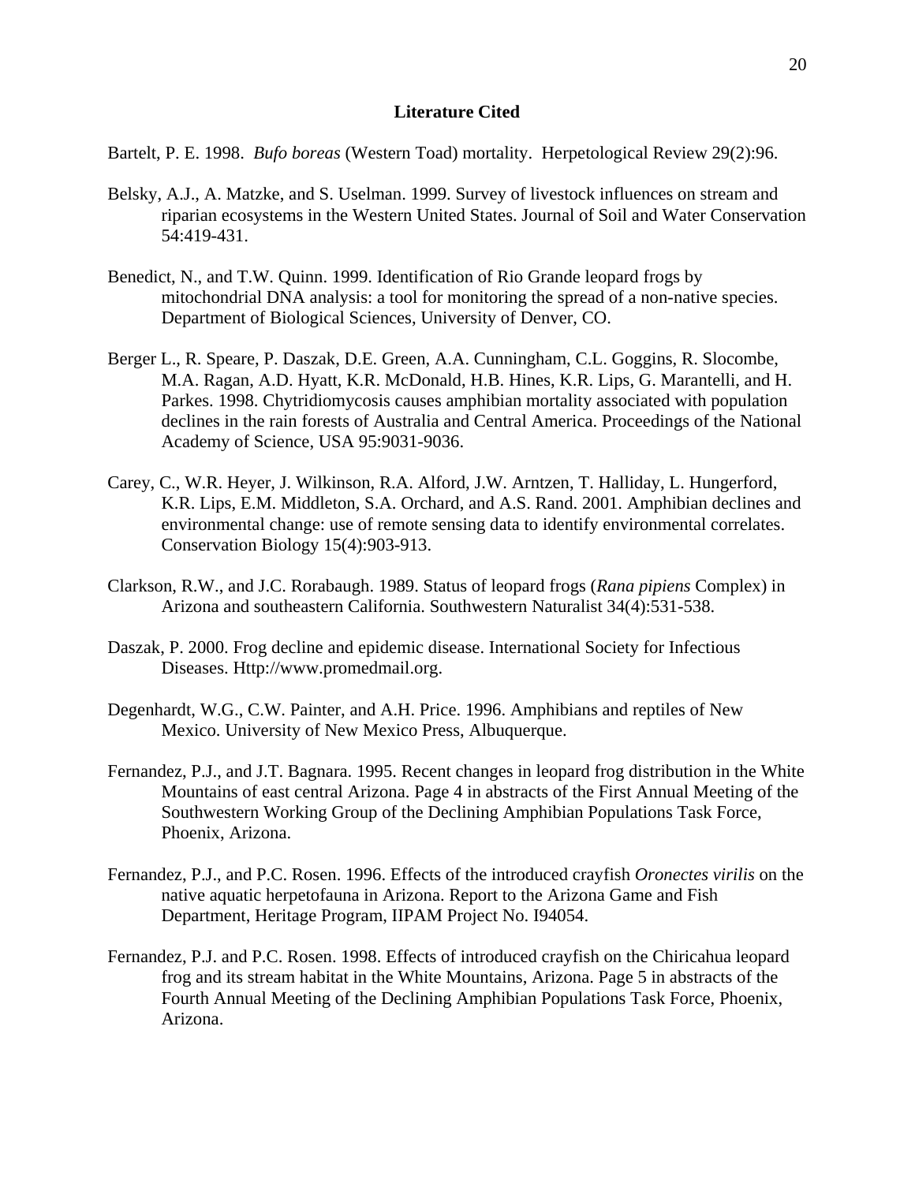## Literature Cited

Bartelt, P. E. 1998. *Bufo boreas* (Western Toad) mortality. Herpetological Review 29(2):96.

Belsky, A.J., A. Matzke, and S. Uselman. 1999. Survey of livestock influences on stream and riparian ecosystems in the Western United States. Journal of Soil and Water Conservation 54:419-431.

Benedict, N., and T.W. Quinn. 1999. Identification of Rio Grande leopard frogs by mitochondrial DNA analysis: a tool for monitoring the spread of a non-native species. Department of Biological Sciences, University of Denver, CO.

Berger L., R. Speare, P. Daszak, D.E. Green, A.A. Cunningham, C.L. Goggins, R. Slocombe, M.A. Ragan, A.D. Hyatt, K.R. McDonald, H.B. Hines, K.R. Lips, G. Marantelli, and H. Parkes. 1998. Chytridiomycosis causes amphibian mortality associated with population declines in the rain forests of Australia and Central America. Proceedings of the National Academy of Science, USA 95:9031-9036.

Carey, C., W.R. Heyer, J. Wilkinson, R.A. Alford, J.W. Arntzen, T. Halliday, L. Hungerford, K.R. Lips, E.M. Middleton, S.A. Orchard, and A.S. Rand. 2001. Amphibian declines and environmental change: use of remote sensing data to identify environmental correlates. Conservation Biology 15(4):903-913.

Clarkson, R.W., and J.C. Rorabaugh. 1989. Status of leopard frogs (*Rana pipiens* Complex) in Arizona and southeastern California. Southwestern Naturalist 34(4):531-538.

Daszak, P. 2000. Frog decline and epidemic disease. International Society for Infectious Diseases. Http://www.promedmail.org.

Degenhardt, W.G., C.W. Painter, and A.H. Price. 1996. Amphibians and reptiles of New Mexico. University of New Mexico Press, Albuquerque.

Fernandez, P.J., and J.T. Bagnara. 1995. Recent changes in leopard frog distribution in the White Mountains of east central Arizona. Page 4 in abstracts of the First Annual Meeting of the Southwestern Working Group of the Declining Amphibian Populations Task Force, Phoenix, Arizona.

Fernandez, P.J., and P.C. Rosen. 1996. Effects of the introduced crayfish *Oronectes virilis* on the native aquatic herpetofauna in Arizona. Report to the Arizona Game and Fish Department, Heritage Program, IIPAM Project No. I94054.

Fernandez, P.J. and P.C. Rosen. 1998. Effects of introduced crayfish on the Chiricahua leopard frog and its stream habitat in the White Mountains, Arizona. Page 5 in abstracts of the Fourth Annual Meeting of the Declining Amphibian Populations Task Force, Phoenix, Arizona.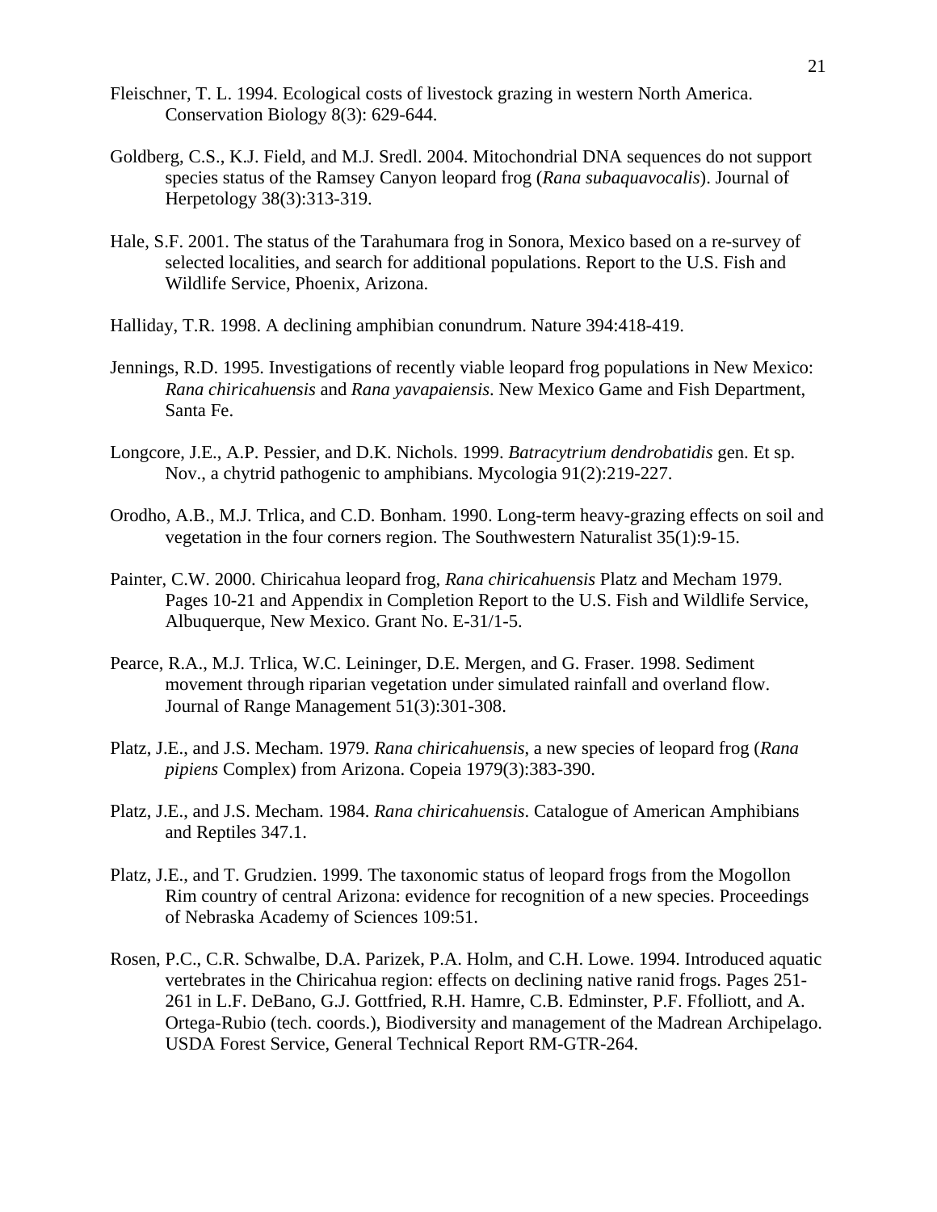Fleischner, T. L. 1994. Ecological costs of livestock grazing in western North America. Conservation Biology 8(3): 629-644.

Goldberg, C.S., K.J. Field, and M.J. Sredl. 2004. Mitochondrial DNA sequences do not support species status of the Ramsey Canyon leopard frog (*Rana subaquavocalis*). Journal of Herpetology 38(3):313-319.

Hale, S.F. 2001. The status of the Tarahumara frog in Sonora, Mexico based on a re-survey of selected localities, and search for additional populations. Report to the U.S. Fish and Wildlife Service, Phoenix, Arizona.

Halliday, T.R. 1998. A declining amphibian conundrum. Nature 394:418-419.

Jennings, R.D. 1995. Investigations of recently viable leopard frog populations in New Mexico: *Rana chiricahuensis* and *Rana yavapaiensis*. New Mexico Game and Fish Department, Santa Fe.

Longcore, J.E., A.P. Pessier, and D.K. Nichols. 1999. *Batracytrium dendrobatidis* gen. Et sp. Nov., a chytrid pathogenic to amphibians. Mycologia 91(2):219-227.

Orodho, A.B., M.J. Trlica, and C.D. Bonham. 1990. Long-term heavy-grazing effects on soil and vegetation in the four corners region. The Southwestern Naturalist 35(1):9-15.

Painter, C.W. 2000. Chiricahua leopard frog, *Rana chiricahuensis* Platz and Mecham 1979. Pages 10-21 and Appendix in Completion Report to the U.S. Fish and Wildlife Service, Albuquerque, New Mexico. Grant No. E-31/1-5.

Pearce, R.A., M.J. Trlica, W.C. Leininger, D.E. Mergen, and G. Fraser. 1998. Sediment movement through riparian vegetation under simulated rainfall and overland flow. Journal of Range Management 51(3):301-308.

Platz, J.E., and J.S. Mecham. 1979. *Rana chiricahuensis*, a new species of leopard frog (*Rana pipiens* Complex) from Arizona. Copeia 1979(3):383-390.

Platz, J.E., and J.S. Mecham. 1984. *Rana chiricahuensis*. Catalogue of American Amphibians and Reptiles 347.1.

Platz, J.E., and T. Grudzien. 1999. The taxonomic status of leopard frogs from the Mogollon Rim country of central Arizona: evidence for recognition of a new species. Proceedings of Nebraska Academy of Sciences 109:51.

Rosen, P.C., C.R. Schwalbe, D.A. Parizek, P.A. Holm, and C.H. Lowe. 1994. Introduced aquatic vertebrates in the Chiricahua region: effects on declining native ranid frogs. Pages 251-261 in L.F. DeBano, G.J. Gottfried, R.H. Hamre, C.B. Edminster, P.F. Ffolliott, and A. Ortega-Rubio (tech. coords.), Biodiversity and management of the Madrean Archipelago. USDA Forest Service, General Technical Report RM-GTR-264.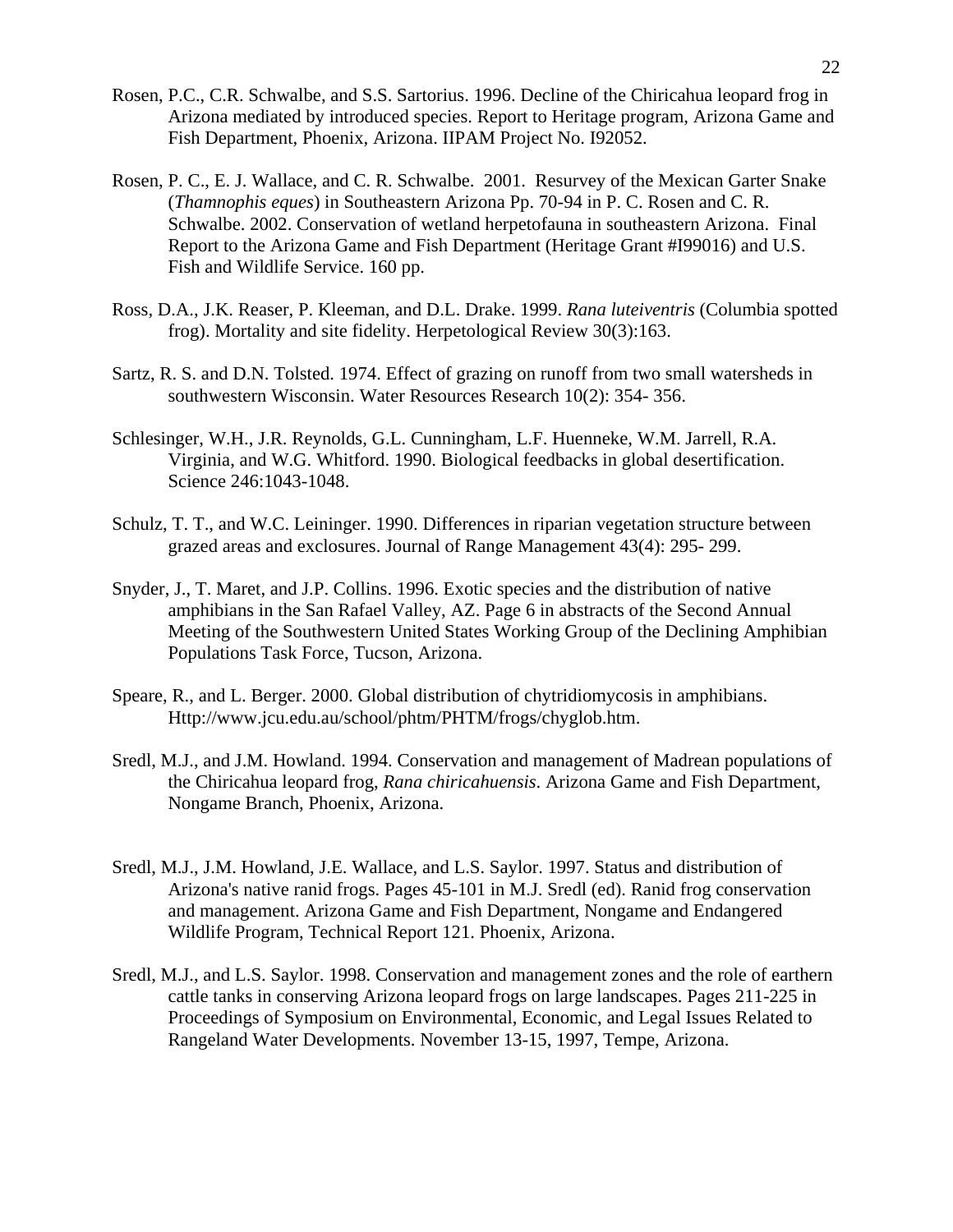Rosen, P.C., C.R. Schwalbe, and S.S. Sartorius. 1996. Decline of the Chiricahua leopard frog in Arizona mediated by introduced species. Report to Heritage program, Arizona Game and Fish Department, Phoenix, Arizona. IIPAM Project No. I92052.

Rosen, P. C., E. J. Wallace, and C. R. Schwalbe. 2001. Resurvey of the Mexican Garter Snake (*Thamnophis eques*) in Southeastern Arizona Pp. 70-94 in P. C. Rosen and C. R. Schwalbe. 2002. Conservation of wetland herpetofauna in southeastern Arizona. Final Report to the Arizona Game and Fish Department (Heritage Grant #I99016) and U.S. Fish and Wildlife Service. 160 pp.

Ross, D.A., J.K. Reaser, P. Kleeman, and D.L. Drake. 1999. *Rana luteiventris* (Columbia spotted frog). Mortality and site fidelity. Herpetological Review 30(3):163.

Sartz, R. S. and D.N. Tolsted. 1974. Effect of grazing on runoff from two small watersheds in southwestern Wisconsin. Water Resources Research 10(2): 354- 356.

Schlesinger, W.H., J.R. Reynolds, G.L. Cunningham, L.F. Huenneke, W.M. Jarrell, R.A. Virginia, and W.G. Whitford. 1990. Biological feedbacks in global desertification. Science 246:1043-1048.

Schulz, T. T., and W.C. Leininger. 1990. Differences in riparian vegetation structure between grazed areas and exclosures. Journal of Range Management 43(4): 295- 299.

Snyder, J., T. Maret, and J.P. Collins. 1996. Exotic species and the distribution of native amphibians in the San Rafael Valley, AZ. Page 6 in abstracts of the Second Annual Meeting of the Southwestern United States Working Group of the Declining Amphibian Populations Task Force, Tucson, Arizona.

Speare, R., and L. Berger. 2000. Global distribution of chytridiomycosis in amphibians. Http://www.jcu.edu.au/school/phtm/PHTM/frogs/chyglob.htm.

Sredl, M.J., and J.M. Howland. 1994. Conservation and management of Madrean populations of the Chiricahua leopard frog, *Rana chiricahuensis*. Arizona Game and Fish Department, Nongame Branch, Phoenix, Arizona.

Sredl, M.J., J.M. Howland, J.E. Wallace, and L.S. Saylor. 1997. Status and distribution of Arizona's native ranid frogs. Pages 45-101 in M.J. Sredl (ed). Ranid frog conservation and management. Arizona Game and Fish Department, Nongame and Endangered Wildlife Program, Technical Report 121. Phoenix, Arizona.

Sredl, M.J., and L.S. Saylor. 1998. Conservation and management zones and the role of earthern cattle tanks in conserving Arizona leopard frogs on large landscapes. Pages 211-225 in Proceedings of Symposium on Environmental, Economic, and Legal Issues Related to Rangeland Water Developments. November 13-15, 1997, Tempe, Arizona.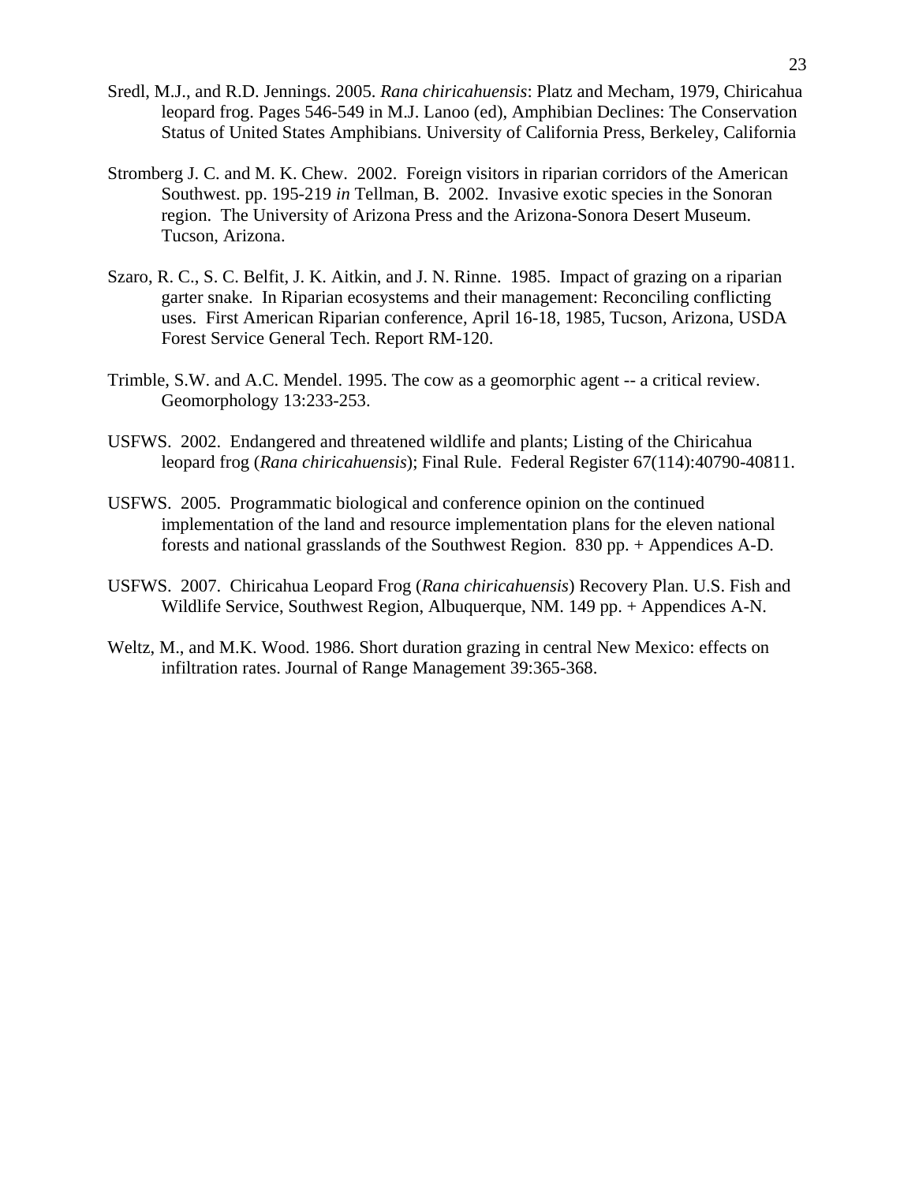Sredl, M.J., and R.D. Jennings. 2005. *Rana chiricahuensis*: Platz and Mecham, 1979, Chiricahua leopard frog. Pages 546-549 in M.J. Lanoo (ed), Amphibian Declines: The Conservation Status of United States Amphibians. University of California Press, Berkeley, California

Stromberg J. C. and M. K. Chew. 2002. Foreign visitors in riparian corridors of the American Southwest. pp. 195-219 *in* Tellman, B. 2002. Invasive exotic species in the Sonoran region. The University of Arizona Press and the Arizona-Sonora Desert Museum. Tucson, Arizona.

Szaro, R. C., S. C. Belfit, J. K. Aitkin, and J. N. Rinne. 1985. Impact of grazing on a riparian garter snake. In Riparian ecosystems and their management: Reconciling conflicting uses. First American Riparian conference, April 16-18, 1985, Tucson, Arizona, USDA Forest Service General Tech. Report RM-120.

Trimble, S.W. and A.C. Mendel. 1995. The cow as a geomorphic agent -- a critical review. Geomorphology 13:233-253.

USFWS. 2002. Endangered and threatened wildlife and plants; Listing of the Chiricahua leopard frog (*Rana chiricahuensis*); Final Rule. Federal Register 67(114):40790-40811.

USFWS. 2005. Programmatic biological and conference opinion on the continued implementation of the land and resource implementation plans for the eleven national forests and national grasslands of the Southwest Region. 830 pp. + Appendices A-D.

USFWS. 2007. Chiricahua Leopard Frog (*Rana chiricahuensis*) Recovery Plan. U.S. Fish and Wildlife Service, Southwest Region, Albuquerque, NM. 149 pp. + Appendices A-N.

Weltz, M., and M.K. Wood. 1986. Short duration grazing in central New Mexico: effects on infiltration rates. Journal of Range Management 39:365-368.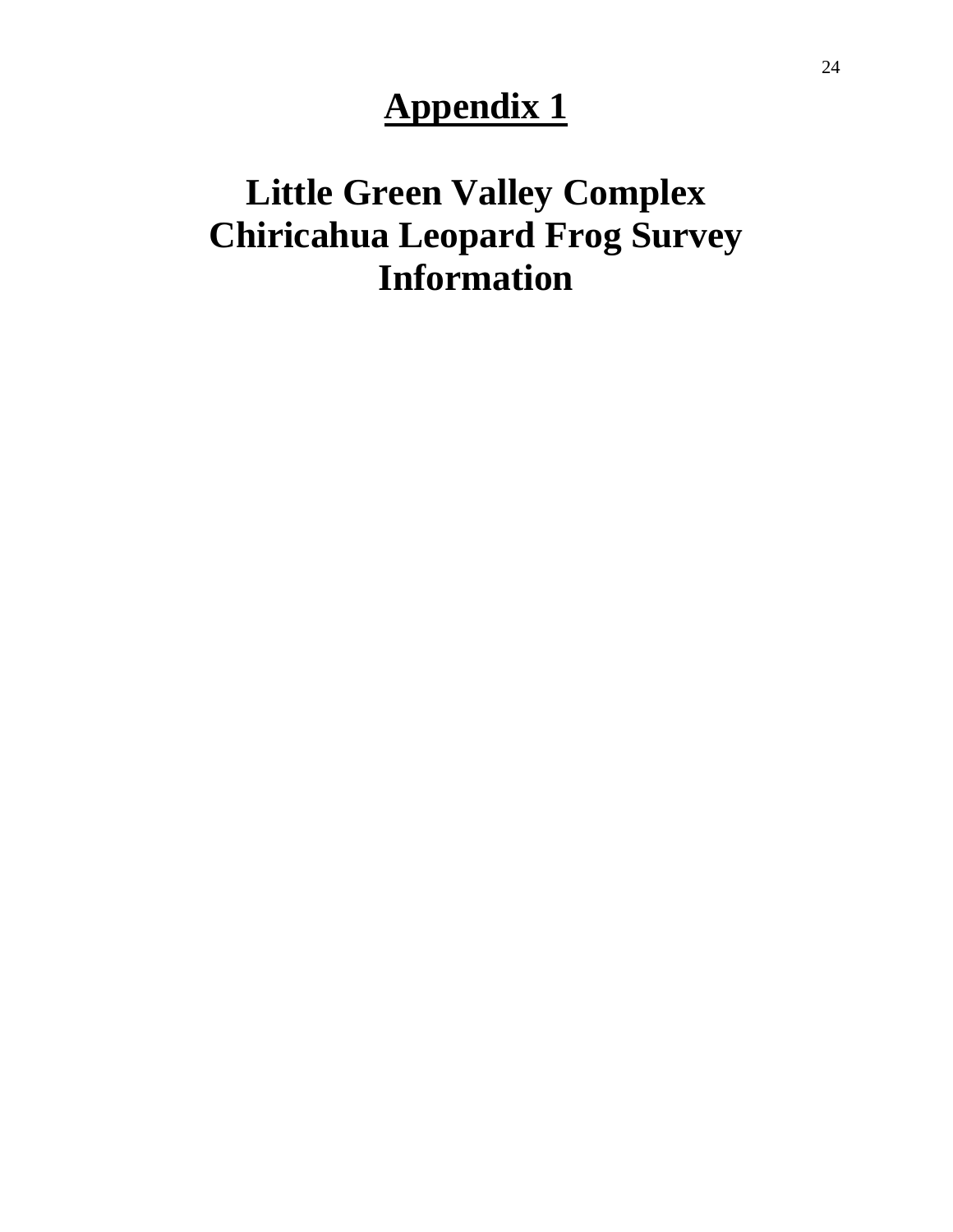# Appendix 1

## Little Green Valley Complex Chiricahua Leopard Frog Survey Information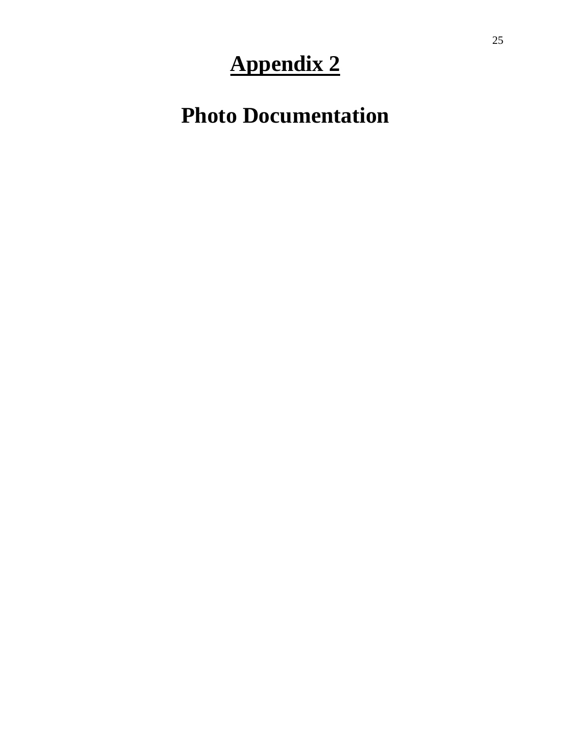# Appendix 2

## Photo Documentation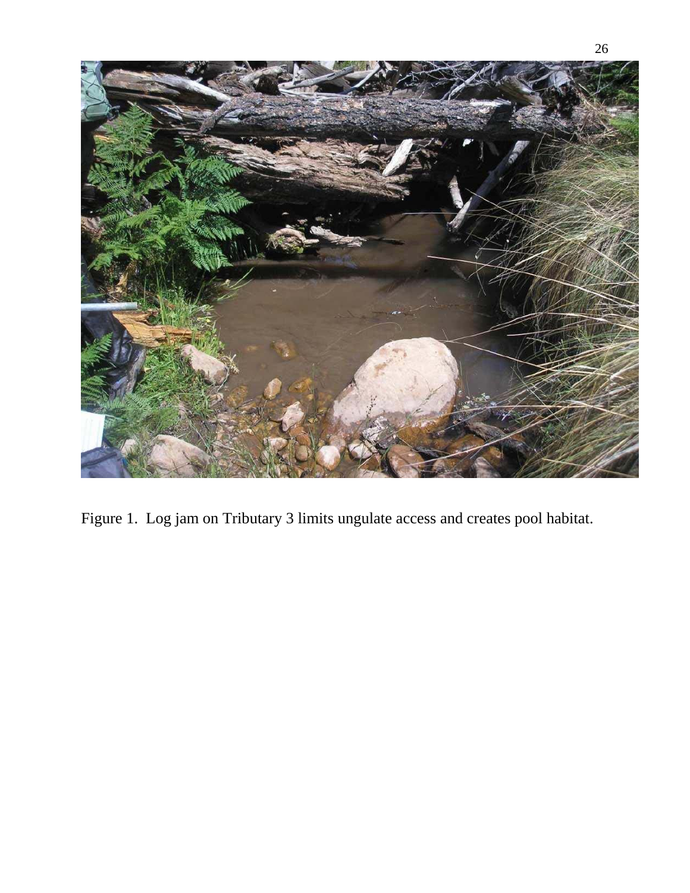Figure 1. Log jam on Tributary 3 limits ungulate access and creates pool habitat.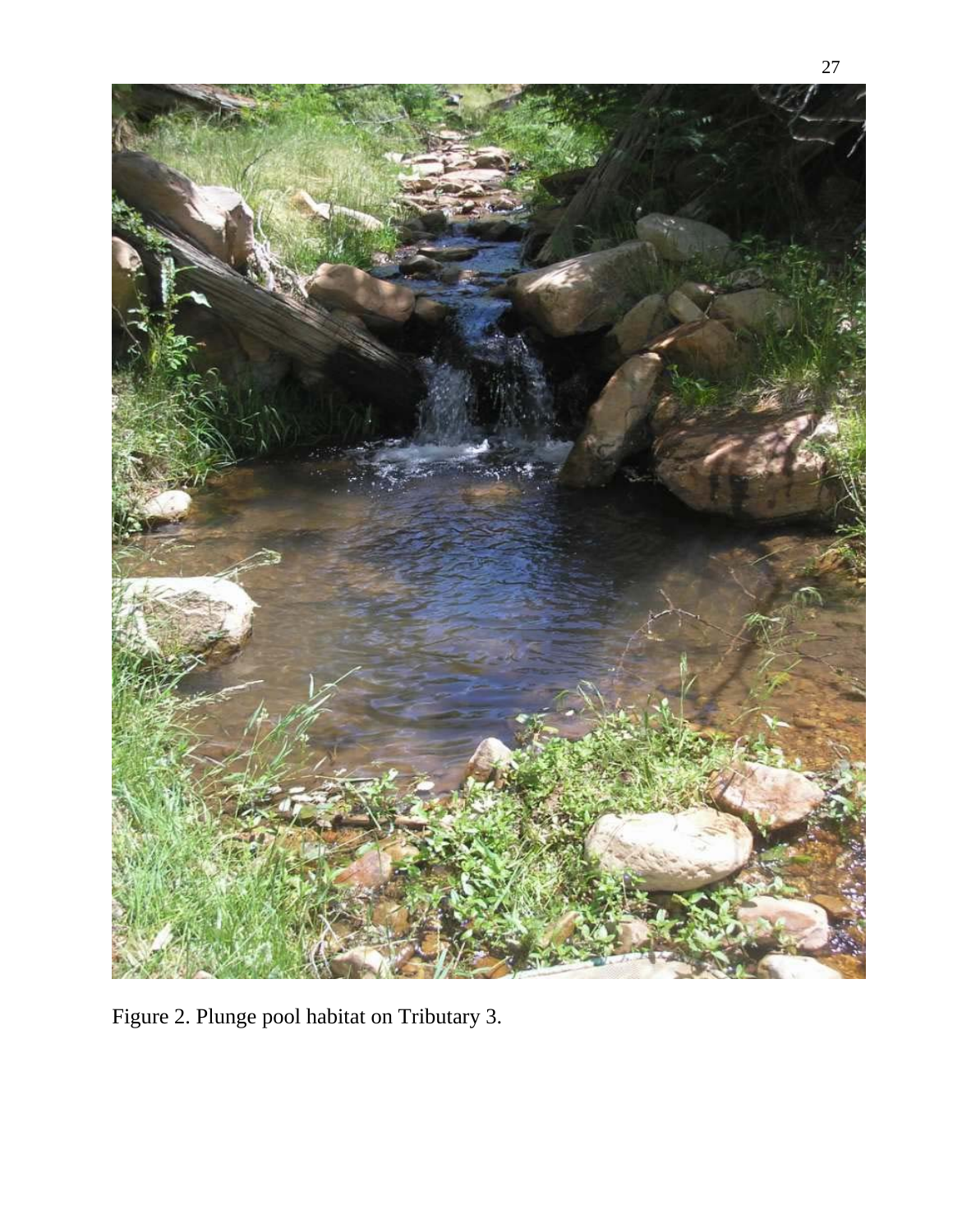Figure 2. Plunge pool habitat on Tributary 3.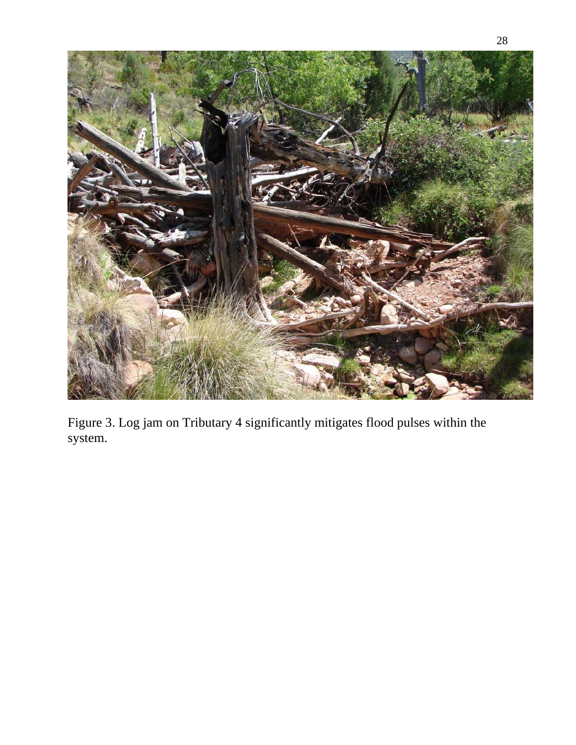Figure 3. Log jam on Tributary 4 significantly mitigates flood pulses within the system.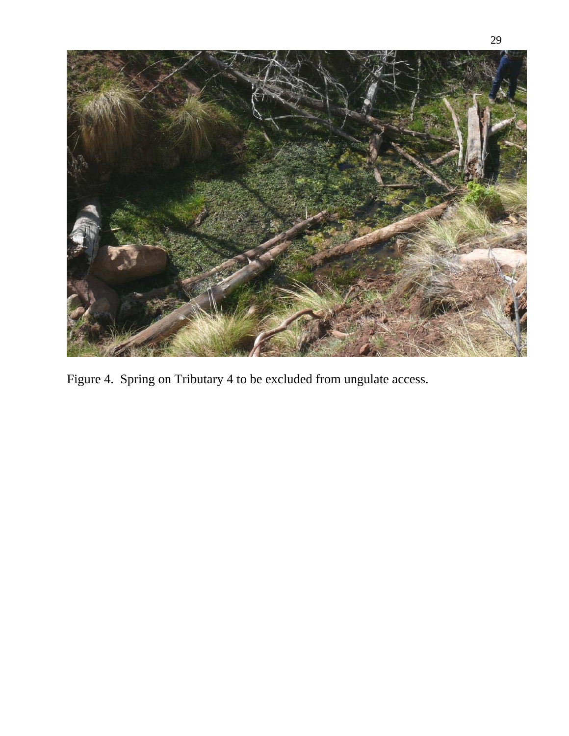Figure 4. Spring on Tributary 4 to be excluded from ungulate access.